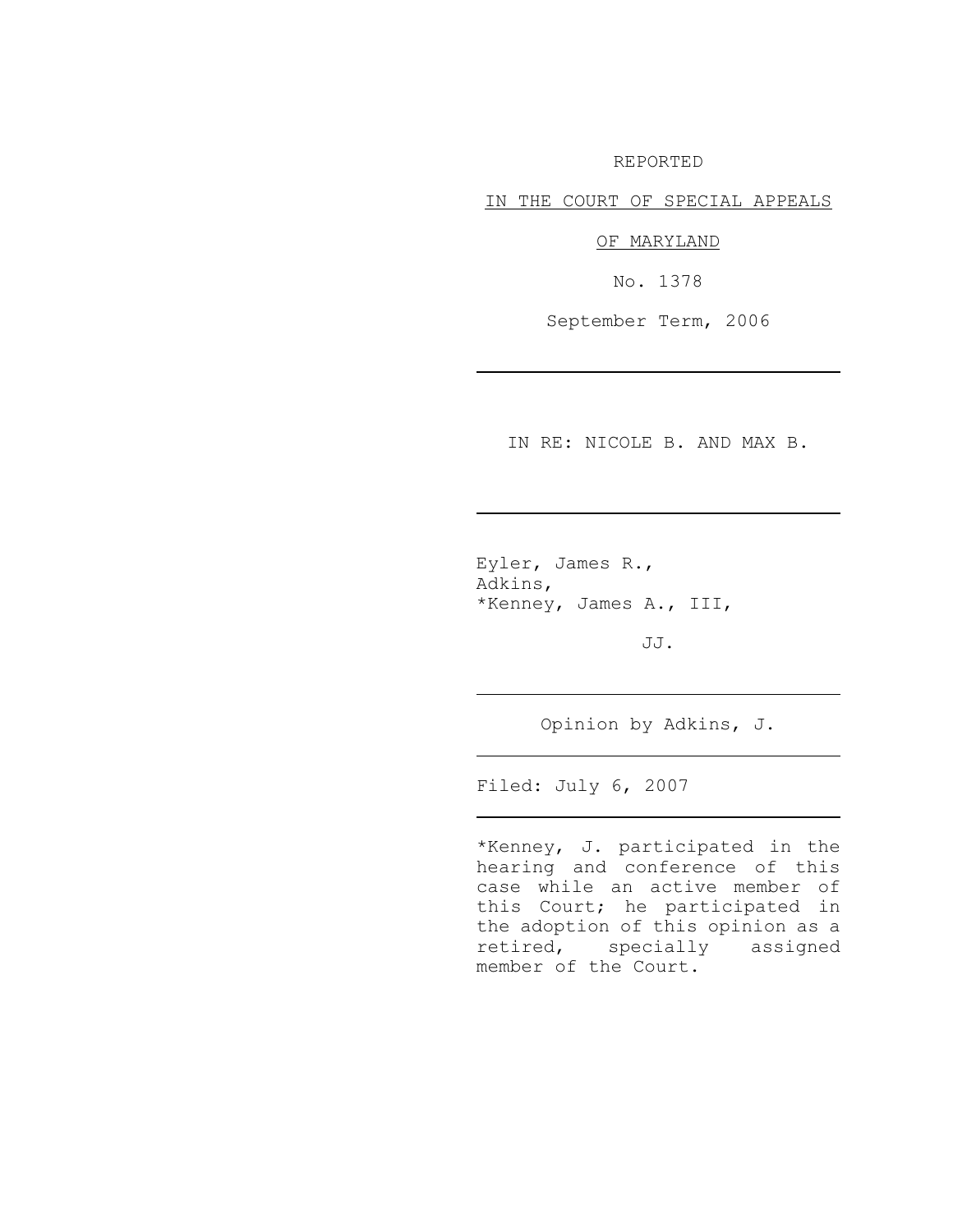REPORTED

IN THE COURT OF SPECIAL APPEALS

OF MARYLAND

No. 1378

September Term, 2006

---

IN RE: NICOLE B. AND MAX B.

---

Eyler, James R.,
Adkins,
*Kenney, James A., III,

JJ.

---

Opinion by Adkins, J.

---

Filed: July 6, 2007

---

*Kenney, J. participated in the hearing and conference of this case while an active member of this Court; he participated in the adoption of this opinion as a retired, specially assigned member of the Court.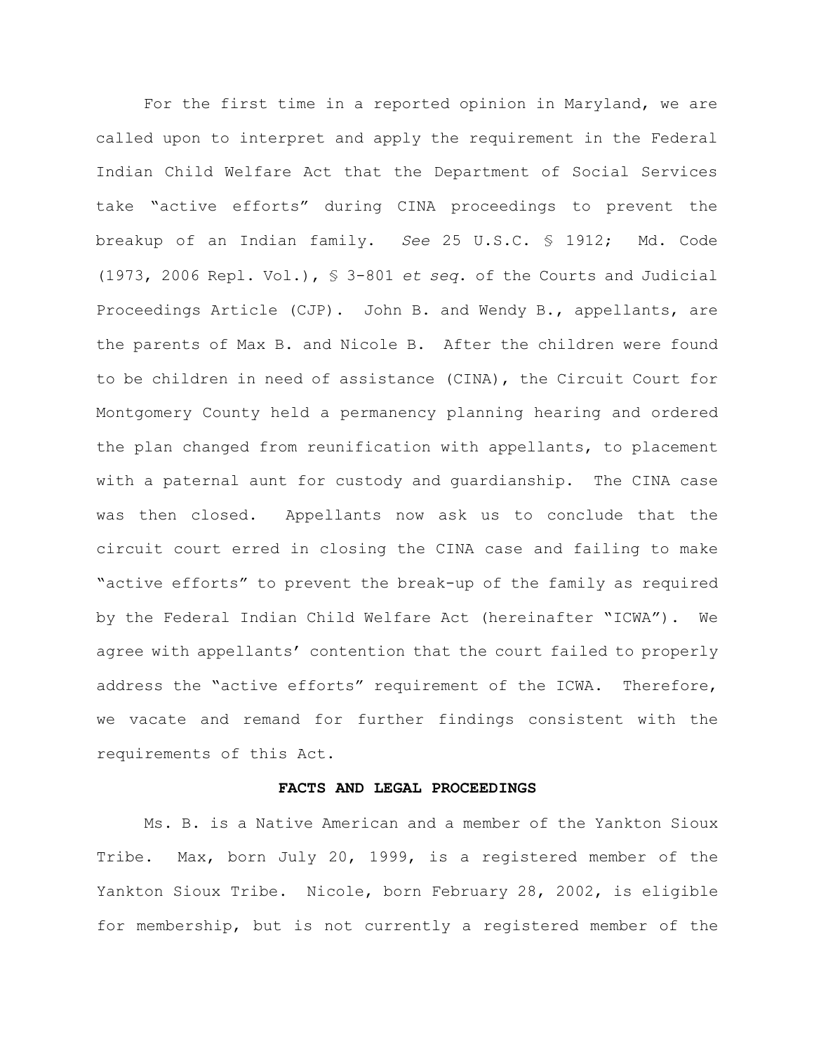For the first time in a reported opinion in Maryland, we are called upon to interpret and apply the requirement in the Federal Indian Child Welfare Act that the Department of Social Services take "active efforts" during CINA proceedings to prevent the breakup of an Indian family. *See* 25 U.S.C. § 1912; Md. Code (1973, 2006 Repl. Vol.), § 3-801 *et seq*. of the Courts and Judicial Proceedings Article (CJP). John B. and Wendy B., appellants, are the parents of Max B. and Nicole B. After the children were found to be children in need of assistance (CINA), the Circuit Court for Montgomery County held a permanency planning hearing and ordered the plan changed from reunification with appellants, to placement with a paternal aunt for custody and guardianship. The CINA case was then closed. Appellants now ask us to conclude that the circuit court erred in closing the CINA case and failing to make "active efforts" to prevent the break-up of the family as required by the Federal Indian Child Welfare Act (hereinafter "ICWA"). We agree with appellants' contention that the court failed to properly address the "active efforts" requirement of the ICWA. Therefore, we vacate and remand for further findings consistent with the requirements of this Act.

**FACTS AND LEGAL PROCEEDINGS**

Ms. B. is a Native American and a member of the Yankton Sioux Tribe. Max, born July 20, 1999, is a registered member of the Yankton Sioux Tribe. Nicole, born February 28, 2002, is eligible for membership, but is not currently a registered member of the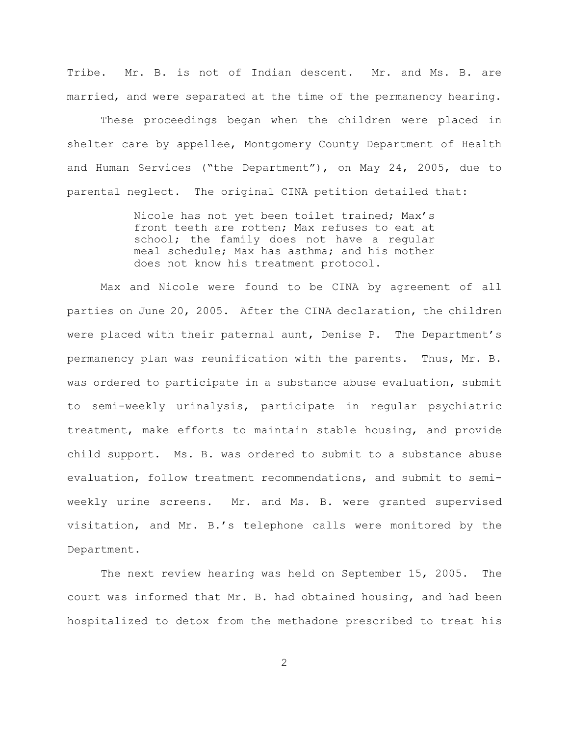Tribe. Mr. B. is not of Indian descent. Mr. and Ms. B. are married, and were separated at the time of the permanency hearing.

These proceedings began when the children were placed in shelter care by appellee, Montgomery County Department of Health and Human Services ("the Department"), on May 24, 2005, due to parental neglect. The original CINA petition detailed that:

> Nicole has not yet been toilet trained; Max's front teeth are rotten; Max refuses to eat at school; the family does not have a regular meal schedule; Max has asthma; and his mother does not know his treatment protocol.

Max and Nicole were found to be CINA by agreement of all parties on June 20, 2005. After the CINA declaration, the children were placed with their paternal aunt, Denise P. The Department's permanency plan was reunification with the parents. Thus, Mr. B. was ordered to participate in a substance abuse evaluation, submit to semi-weekly urinalysis, participate in regular psychiatric treatment, make efforts to maintain stable housing, and provide child support. Ms. B. was ordered to submit to a substance abuse evaluation, follow treatment recommendations, and submit to semi-weekly urine screens. Mr. and Ms. B. were granted supervised visitation, and Mr. B.'s telephone calls were monitored by the Department.

The next review hearing was held on September 15, 2005. The court was informed that Mr. B. had obtained housing, and had been hospitalized to detox from the methadone prescribed to treat his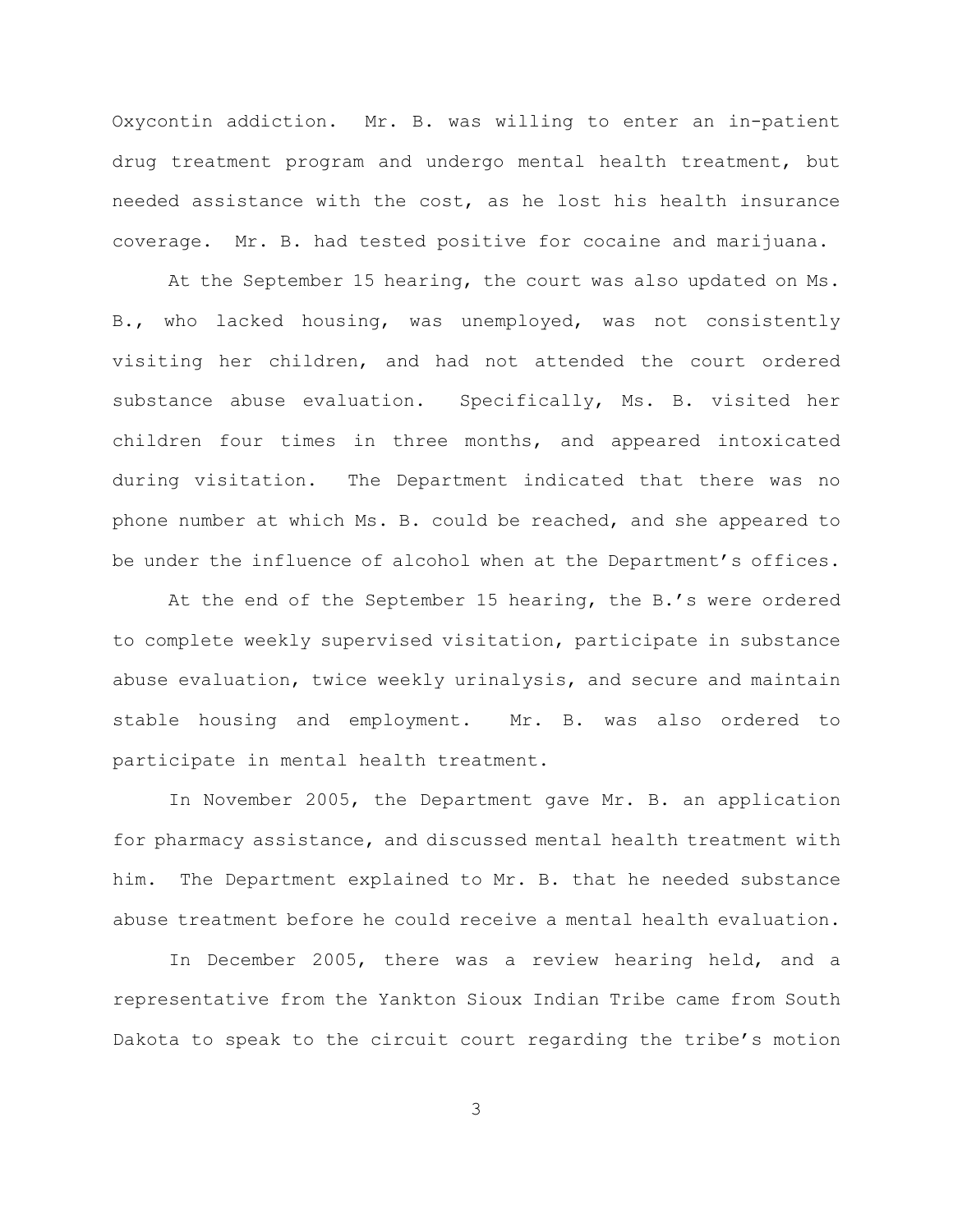Oxycontin addiction. Mr. B. was willing to enter an in-patient drug treatment program and undergo mental health treatment, but needed assistance with the cost, as he lost his health insurance coverage. Mr. B. had tested positive for cocaine and marijuana.

At the September 15 hearing, the court was also updated on Ms. B., who lacked housing, was unemployed, was not consistently visiting her children, and had not attended the court ordered substance abuse evaluation. Specifically, Ms. B. visited her children four times in three months, and appeared intoxicated during visitation. The Department indicated that there was no phone number at which Ms. B. could be reached, and she appeared to be under the influence of alcohol when at the Department's offices.

At the end of the September 15 hearing, the B.'s were ordered to complete weekly supervised visitation, participate in substance abuse evaluation, twice weekly urinalysis, and secure and maintain stable housing and employment. Mr. B. was also ordered to participate in mental health treatment.

In November 2005, the Department gave Mr. B. an application for pharmacy assistance, and discussed mental health treatment with him. The Department explained to Mr. B. that he needed substance abuse treatment before he could receive a mental health evaluation.

In December 2005, there was a review hearing held, and a representative from the Yankton Sioux Indian Tribe came from South Dakota to speak to the circuit court regarding the tribe's motion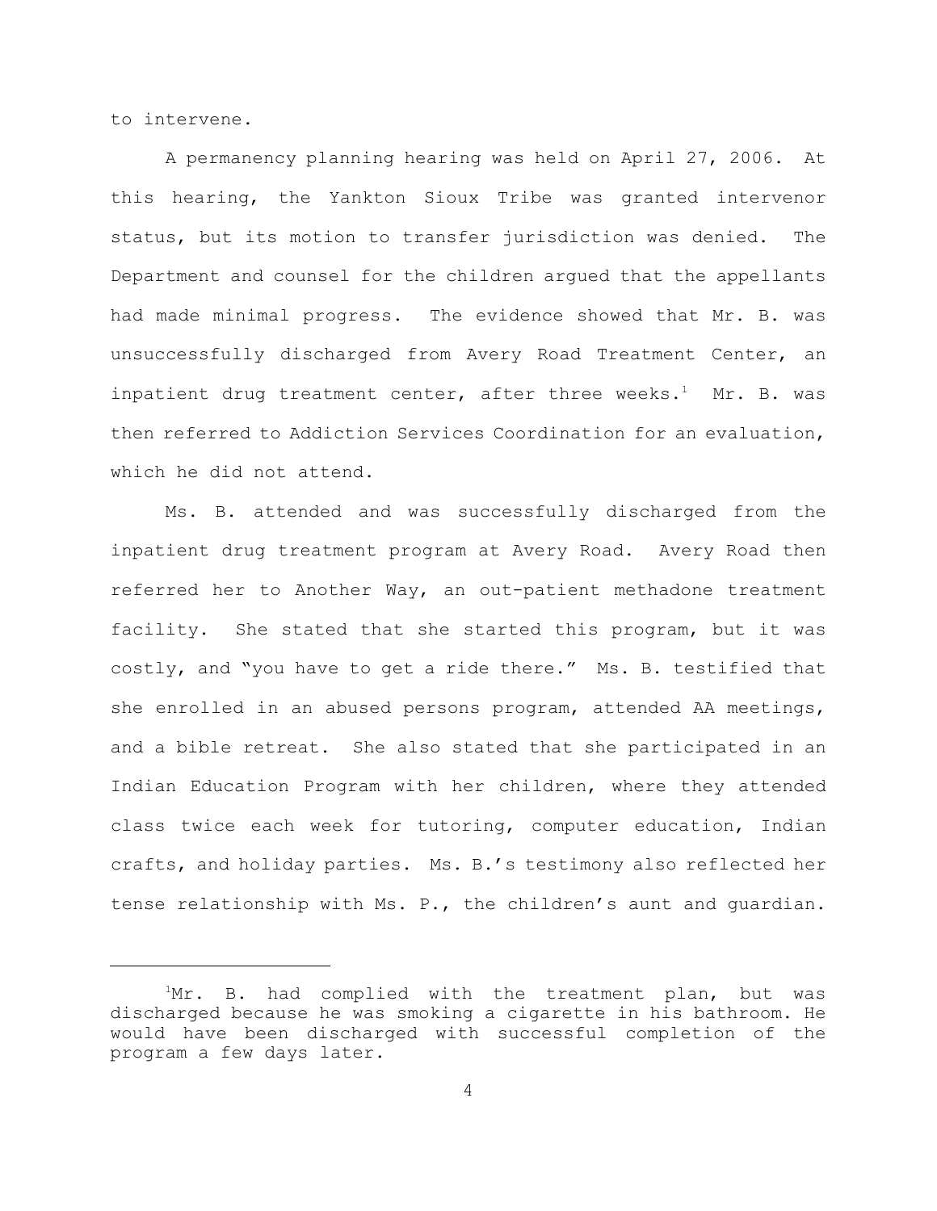to intervene.

A permanency planning hearing was held on April 27, 2006. At this hearing, the Yankton Sioux Tribe was granted intervenor status, but its motion to transfer jurisdiction was denied. The Department and counsel for the children argued that the appellants had made minimal progress. The evidence showed that Mr. B. was unsuccessfully discharged from Avery Road Treatment Center, an inpatient drug treatment center, after three weeks.[1] Mr. B. was then referred to Addiction Services Coordination for an evaluation, which he did not attend.

Ms. B. attended and was successfully discharged from the inpatient drug treatment program at Avery Road. Avery Road then referred her to Another Way, an out-patient methadone treatment facility. She stated that she started this program, but it was costly, and "you have to get a ride there." Ms. B. testified that she enrolled in an abused persons program, attended AA meetings, and a bible retreat. She also stated that she participated in an Indian Education Program with her children, where they attended class twice each week for tutoring, computer education, Indian crafts, and holiday parties. Ms. B.'s testimony also reflected her tense relationship with Ms. P., the children's aunt and guardian.

---

[1]Mr. B. had complied with the treatment plan, but was discharged because he was smoking a cigarette in his bathroom. He would have been discharged with successful completion of the program a few days later.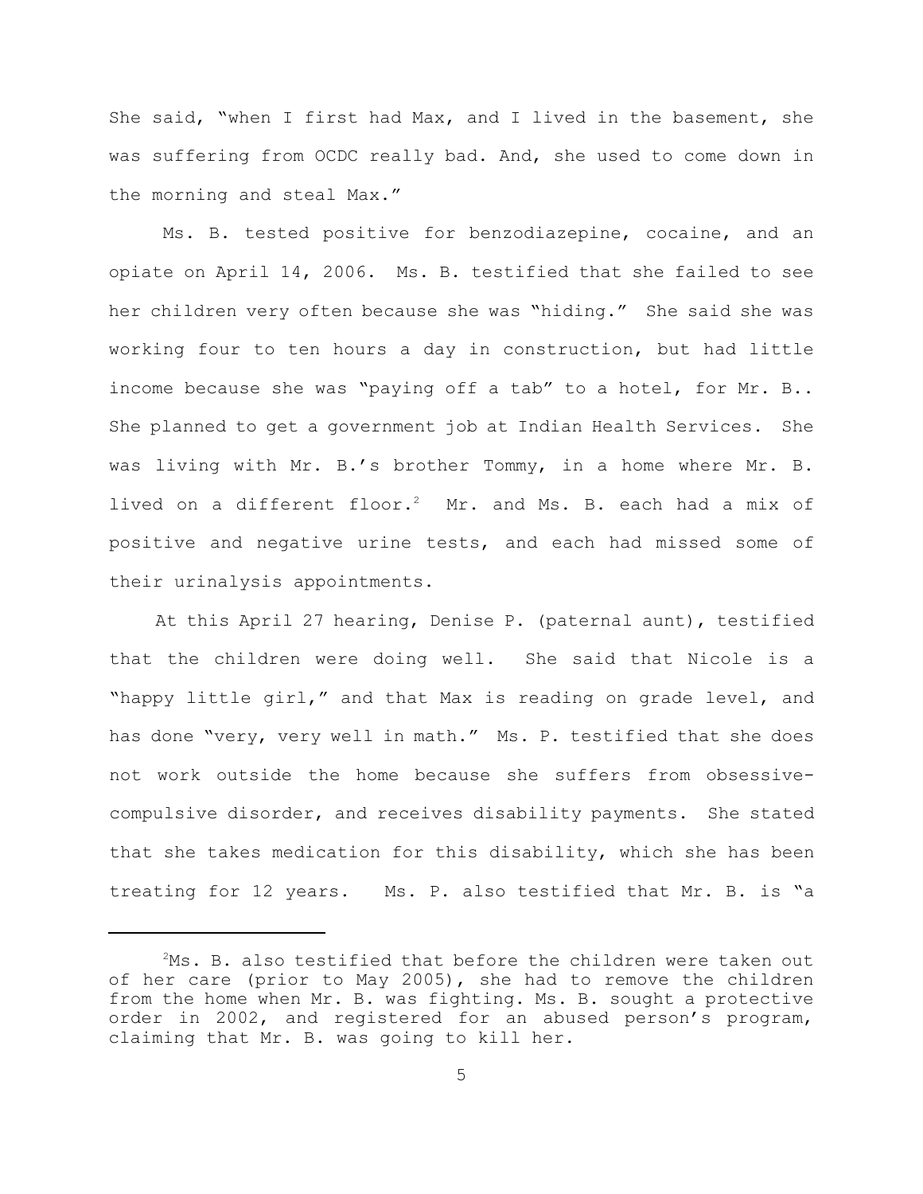She said, "when I first had Max, and I lived in the basement, she was suffering from OCDC really bad. And, she used to come down in the morning and steal Max."

Ms. B. tested positive for benzodiazepine, cocaine, and an opiate on April 14, 2006. Ms. B. testified that she failed to see her children very often because she was "hiding." She said she was working four to ten hours a day in construction, but had little income because she was "paying off a tab" to a hotel, for Mr. B.. She planned to get a government job at Indian Health Services. She was living with Mr. B.'s brother Tommy, in a home where Mr. B. lived on a different floor.[2] Mr. and Ms. B. each had a mix of positive and negative urine tests, and each had missed some of their urinalysis appointments.

At this April 27 hearing, Denise P. (paternal aunt), testified that the children were doing well. She said that Nicole is a "happy little girl," and that Max is reading on grade level, and has done "very, very well in math." Ms. P. testified that she does not work outside the home because she suffers from obsessive-compulsive disorder, and receives disability payments. She stated that she takes medication for this disability, which she has been treating for 12 years. Ms. P. also testified that Mr. B. is "a

---

[2] Ms. B. also testified that before the children were taken out of her care (prior to May 2005), she had to remove the children from the home when Mr. B. was fighting. Ms. B. sought a protective order in 2002, and registered for an abused person's program, claiming that Mr. B. was going to kill her.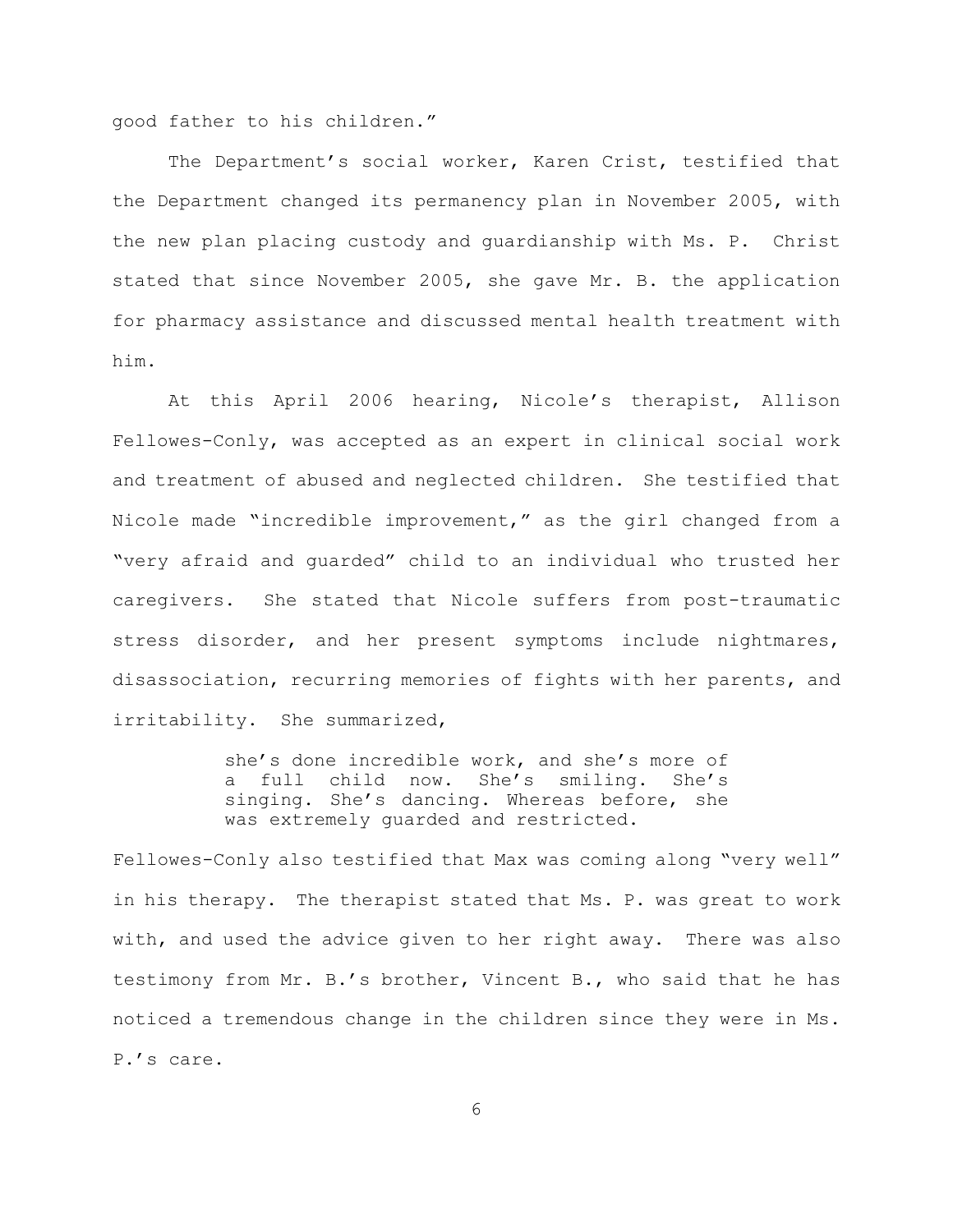good father to his children."

The Department's social worker, Karen Crist, testified that the Department changed its permanency plan in November 2005, with the new plan placing custody and guardianship with Ms. P. Christ stated that since November 2005, she gave Mr. B. the application for pharmacy assistance and discussed mental health treatment with him.

At this April 2006 hearing, Nicole's therapist, Allison Fellowes-Conly, was accepted as an expert in clinical social work and treatment of abused and neglected children. She testified that Nicole made "incredible improvement," as the girl changed from a "very afraid and guarded" child to an individual who trusted her caregivers. She stated that Nicole suffers from post-traumatic stress disorder, and her present symptoms include nightmares, disassociation, recurring memories of fights with her parents, and irritability. She summarized,

> she's done incredible work, and she's more of a full child now. She's smiling. She's singing. She's dancing. Whereas before, she was extremely guarded and restricted.

Fellowes-Conly also testified that Max was coming along "very well" in his therapy. The therapist stated that Ms. P. was great to work with, and used the advice given to her right away. There was also testimony from Mr. B.'s brother, Vincent B., who said that he has noticed a tremendous change in the children since they were in Ms. P.'s care.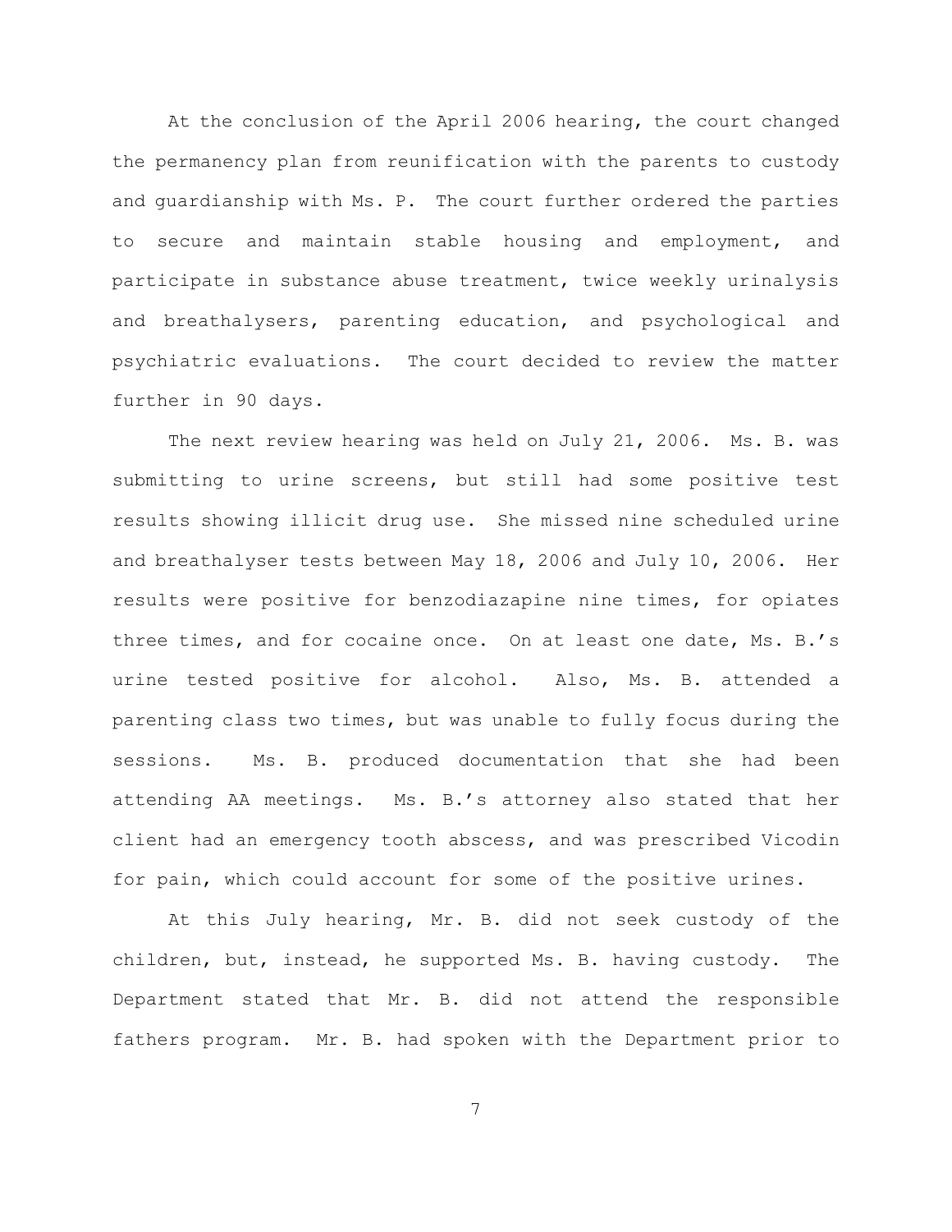At the conclusion of the April 2006 hearing, the court changed the permanency plan from reunification with the parents to custody and guardianship with Ms. P. The court further ordered the parties to secure and maintain stable housing and employment, and participate in substance abuse treatment, twice weekly urinalysis and breathalysers, parenting education, and psychological and psychiatric evaluations. The court decided to review the matter further in 90 days.

The next review hearing was held on July 21, 2006. Ms. B. was submitting to urine screens, but still had some positive test results showing illicit drug use. She missed nine scheduled urine and breathalyser tests between May 18, 2006 and July 10, 2006. Her results were positive for benzodiazapine nine times, for opiates three times, and for cocaine once. On at least one date, Ms. B.'s urine tested positive for alcohol. Also, Ms. B. attended a parenting class two times, but was unable to fully focus during the sessions. Ms. B. produced documentation that she had been attending AA meetings. Ms. B.'s attorney also stated that her client had an emergency tooth abscess, and was prescribed Vicodin for pain, which could account for some of the positive urines.

At this July hearing, Mr. B. did not seek custody of the children, but, instead, he supported Ms. B. having custody. The Department stated that Mr. B. did not attend the responsible fathers program. Mr. B. had spoken with the Department prior to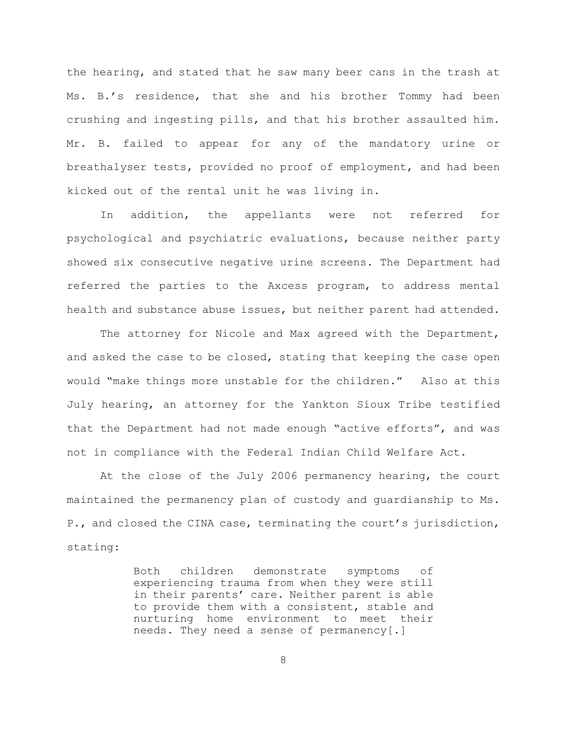the hearing, and stated that he saw many beer cans in the trash at Ms. B.'s residence, that she and his brother Tommy had been crushing and ingesting pills, and that his brother assaulted him. Mr. B. failed to appear for any of the mandatory urine or breathalyser tests, provided no proof of employment, and had been kicked out of the rental unit he was living in.

In addition, the appellants were not referred for psychological and psychiatric evaluations, because neither party showed six consecutive negative urine screens. The Department had referred the parties to the Axcess program, to address mental health and substance abuse issues, but neither parent had attended.

The attorney for Nicole and Max agreed with the Department, and asked the case to be closed, stating that keeping the case open would "make things more unstable for the children." Also at this July hearing, an attorney for the Yankton Sioux Tribe testified that the Department had not made enough "active efforts", and was not in compliance with the Federal Indian Child Welfare Act.

At the close of the July 2006 permanency hearing, the court maintained the permanency plan of custody and guardianship to Ms. P., and closed the CINA case, terminating the court's jurisdiction, stating:

> Both children demonstrate symptoms of experiencing trauma from when they were still in their parents' care. Neither parent is able to provide them with a consistent, stable and nurturing home environment to meet their needs. They need a sense of permanency[.]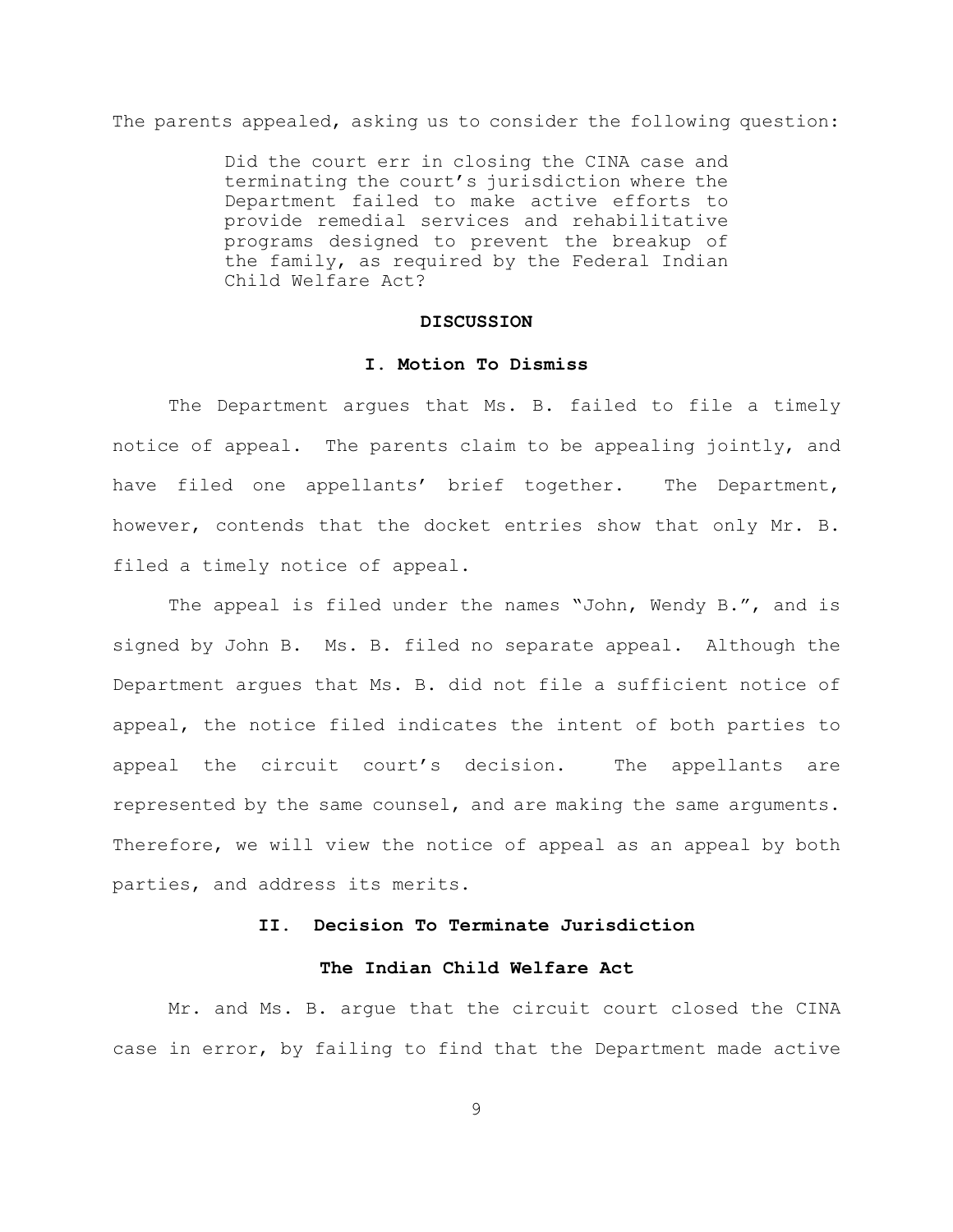The parents appealed, asking us to consider the following question:

> Did the court err in closing the CINA case and terminating the court's jurisdiction where the Department failed to make active efforts to provide remedial services and rehabilitative programs designed to prevent the breakup of the family, as required by the Federal Indian Child Welfare Act?

## DISCUSSION

### I. Motion To Dismiss

The Department argues that Ms. B. failed to file a timely notice of appeal. The parents claim to be appealing jointly, and have filed one appellants' brief together. The Department, however, contends that the docket entries show that only Mr. B. filed a timely notice of appeal.

The appeal is filed under the names "John, Wendy B.", and is signed by John B. Ms. B. filed no separate appeal. Although the Department argues that Ms. B. did not file a sufficient notice of appeal, the notice filed indicates the intent of both parties to appeal the circuit court's decision. The appellants are represented by the same counsel, and are making the same arguments. Therefore, we will view the notice of appeal as an appeal by both parties, and address its merits.

### II. Decision To Terminate Jurisdiction

### The Indian Child Welfare Act

Mr. and Ms. B. argue that the circuit court closed the CINA case in error, by failing to find that the Department made active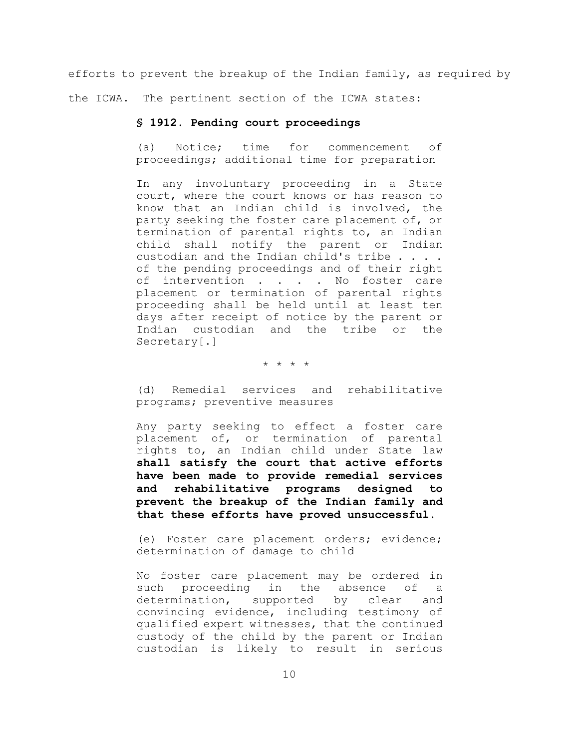efforts to prevent the breakup of the Indian family, as required by the ICWA. The pertinent section of the ICWA states:

> **§ 1912. Pending court proceedings**
>
> (a) Notice; time for commencement of proceedings; additional time for preparation
>
> In any involuntary proceeding in a State court, where the court knows or has reason to know that an Indian child is involved, the party seeking the foster care placement of, or termination of parental rights to, an Indian child shall notify the parent or Indian custodian and the Indian child's tribe . . . . of the pending proceedings and of their right of intervention . . . . No foster care placement or termination of parental rights proceeding shall be held until at least ten days after receipt of notice by the parent or Indian custodian and the tribe or the Secretary[.]
>
> * * * *
>
> (d) Remedial services and rehabilitative programs; preventive measures
>
> Any party seeking to effect a foster care placement of, or termination of parental rights to, an Indian child under State law **shall satisfy the court that active efforts have been made to provide remedial services and rehabilitative programs designed to prevent the breakup of the Indian family and that these efforts have proved unsuccessful.**
>
> (e) Foster care placement orders; evidence; determination of damage to child
>
> No foster care placement may be ordered in such proceeding in the absence of a determination, supported by clear and convincing evidence, including testimony of qualified expert witnesses, that the continued custody of the child by the parent or Indian custodian is likely to result in serious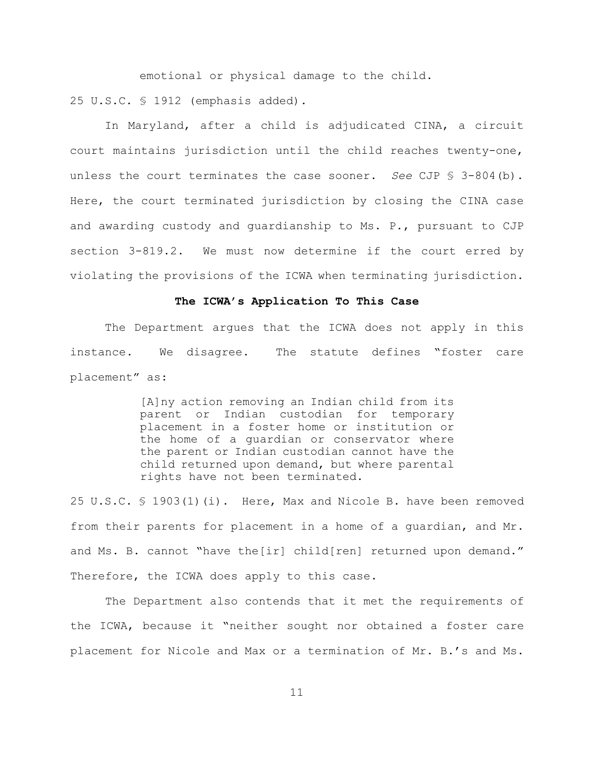emotional or physical damage to the child.

25 U.S.C. § 1912 (emphasis added).

In Maryland, after a child is adjudicated CINA, a circuit court maintains jurisdiction until the child reaches twenty-one, unless the court terminates the case sooner. *See* CJP § 3-804(b). Here, the court terminated jurisdiction by closing the CINA case and awarding custody and guardianship to Ms. P., pursuant to CJP section 3-819.2. We must now determine if the court erred by violating the provisions of the ICWA when terminating jurisdiction.

**The ICWA's Application To This Case**

The Department argues that the ICWA does not apply in this instance. We disagree. The statute defines "foster care placement" as:

> [A]ny action removing an Indian child from its parent or Indian custodian for temporary placement in a foster home or institution or the home of a guardian or conservator where the parent or Indian custodian cannot have the child returned upon demand, but where parental rights have not been terminated.

25 U.S.C. § 1903(1)(i). Here, Max and Nicole B. have been removed from their parents for placement in a home of a guardian, and Mr. and Ms. B. cannot "have the[ir] child[ren] returned upon demand." Therefore, the ICWA does apply to this case.

The Department also contends that it met the requirements of the ICWA, because it "neither sought nor obtained a foster care placement for Nicole and Max or a termination of Mr. B.'s and Ms.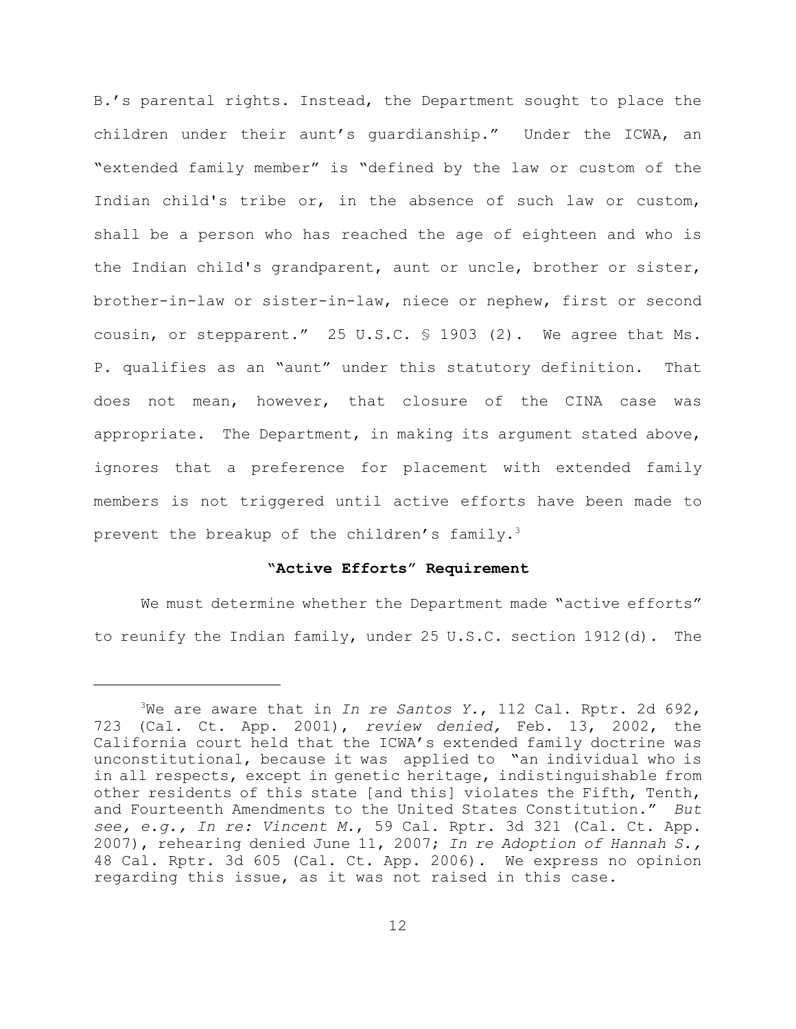B.'s parental rights. Instead, the Department sought to place the children under their aunt's guardianship." Under the ICWA, an "extended family member" is "defined by the law or custom of the Indian child's tribe or, in the absence of such law or custom, shall be a person who has reached the age of eighteen and who is the Indian child's grandparent, aunt or uncle, brother or sister, brother-in-law or sister-in-law, niece or nephew, first or second cousin, or stepparent." 25 U.S.C. § 1903 (2). We agree that Ms. P. qualifies as an "aunt" under this statutory definition. That does not mean, however, that closure of the CINA case was appropriate. The Department, in making its argument stated above, ignores that a preference for placement with extended family members is not triggered until active efforts have been made to prevent the breakup of the children's family.[3]

### "Active Efforts" Requirement

We must determine whether the Department made "active efforts" to reunify the Indian family, under 25 U.S.C. section 1912(d). The

---

[3]We are aware that in *In re Santos Y.*, 112 Cal. Rptr. 2d 692, 723 (Cal. Ct. App. 2001), *review denied,* Feb. 13, 2002, the California court held that the ICWA's extended family doctrine was unconstitutional, because it was applied to "an individual who is in all respects, except in genetic heritage, indistinguishable from other residents of this state [and this] violates the Fifth, Tenth, and Fourteenth Amendments to the United States Constitution." *But see, e.g., In re: Vincent M.*, 59 Cal. Rptr. 3d 321 (Cal. Ct. App. 2007), rehearing denied June 11, 2007; *In re Adoption of Hannah S.,* 48 Cal. Rptr. 3d 605 (Cal. Ct. App. 2006). We express no opinion regarding this issue, as it was not raised in this case.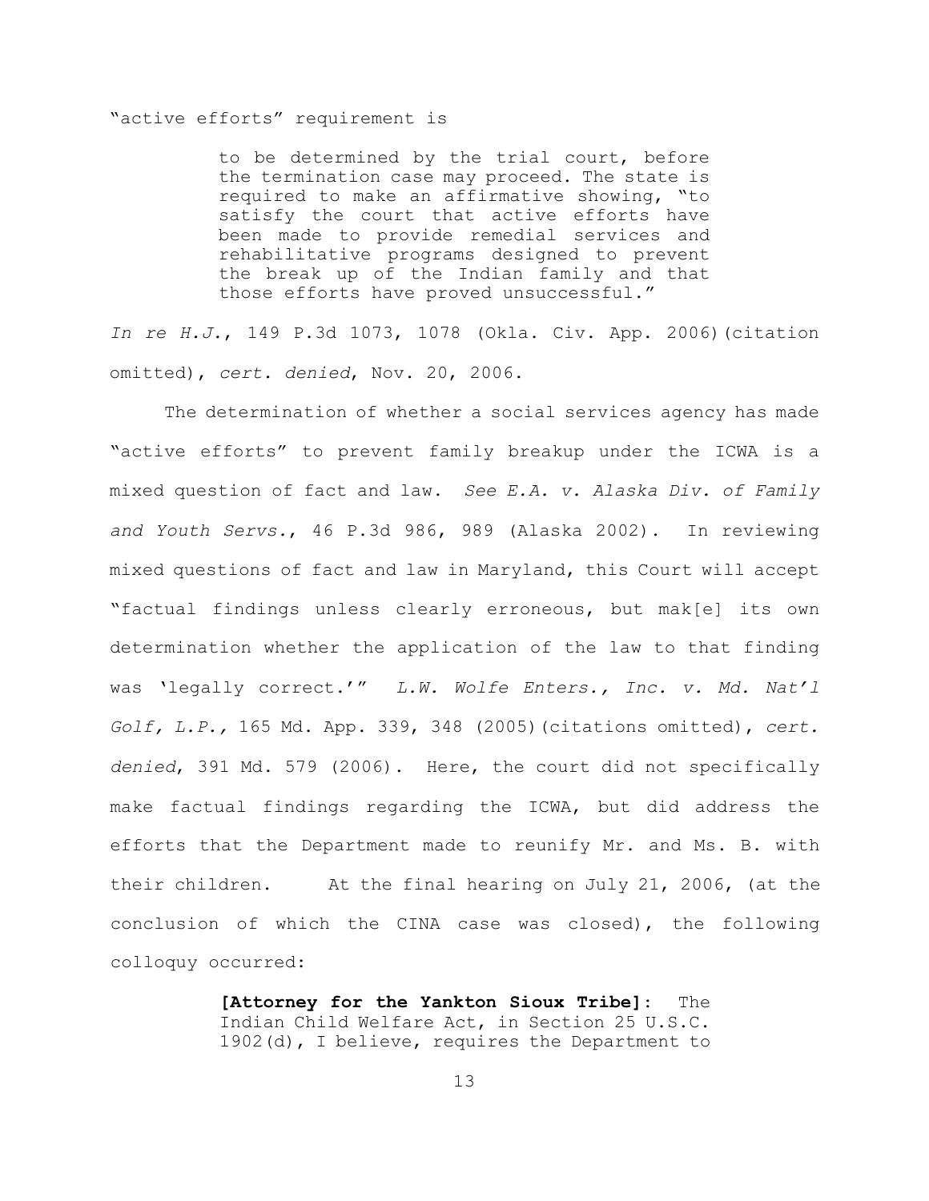"active efforts" requirement is

> to be determined by the trial court, before the termination case may proceed. The state is required to make an affirmative showing, "to satisfy the court that active efforts have been made to provide remedial services and rehabilitative programs designed to prevent the break up of the Indian family and that those efforts have proved unsuccessful."

*In re H.J.*, 149 P.3d 1073, 1078 (Okla. Civ. App. 2006)(citation omitted), *cert. denied*, Nov. 20, 2006.

The determination of whether a social services agency has made "active efforts" to prevent family breakup under the ICWA is a mixed question of fact and law. *See E.A. v. Alaska Div. of Family and Youth Servs.*, 46 P.3d 986, 989 (Alaska 2002). In reviewing mixed questions of fact and law in Maryland, this Court will accept "factual findings unless clearly erroneous, but mak[e] its own determination whether the application of the law to that finding was 'legally correct.'" *L.W. Wolfe Enters., Inc. v. Md. Nat'l Golf, L.P.,* 165 Md. App. 339, 348 (2005)(citations omitted), *cert. denied*, 391 Md. 579 (2006). Here, the court did not specifically make factual findings regarding the ICWA, but did address the efforts that the Department made to reunify Mr. and Ms. B. with their children. At the final hearing on July 21, 2006, (at the conclusion of which the CINA case was closed), the following colloquy occurred:

> **[Attorney for the Yankton Sioux Tribe]:** The Indian Child Welfare Act, in Section 25 U.S.C. 1902(d), I believe, requires the Department to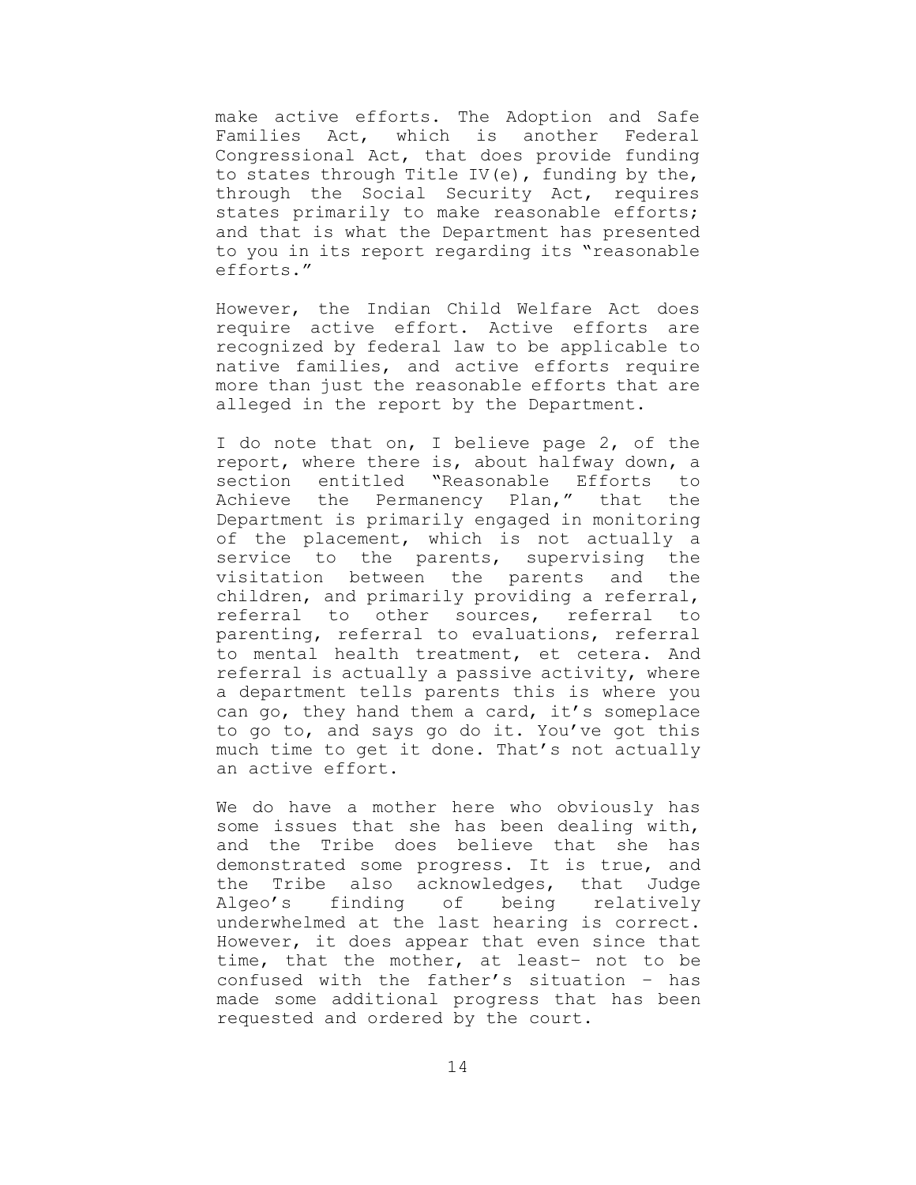make active efforts. The Adoption and Safe Families Act, which is another Federal Congressional Act, that does provide funding to states through Title IV(e), funding by the, through the Social Security Act, requires states primarily to make reasonable efforts; and that is what the Department has presented to you in its report regarding its "reasonable efforts."

However, the Indian Child Welfare Act does require active effort. Active efforts are recognized by federal law to be applicable to native families, and active efforts require more than just the reasonable efforts that are alleged in the report by the Department.

I do note that on, I believe page 2, of the report, where there is, about halfway down, a section entitled "Reasonable Efforts to Achieve the Permanency Plan," that the Department is primarily engaged in monitoring of the placement, which is not actually a service to the parents, supervising the visitation between the parents and the children, and primarily providing a referral, referral to other sources, referral to parenting, referral to evaluations, referral to mental health treatment, et cetera. And referral is actually a passive activity, where a department tells parents this is where you can go, they hand them a card, it's someplace to go to, and says go do it. You've got this much time to get it done. That's not actually an active effort.

We do have a mother here who obviously has some issues that she has been dealing with, and the Tribe does believe that she has demonstrated some progress. It is true, and the Tribe also acknowledges, that Judge Algeo's finding of being relatively underwhelmed at the last hearing is correct. However, it does appear that even since that time, that the mother, at least– not to be confused with the father's situation – has made some additional progress that has been requested and ordered by the court.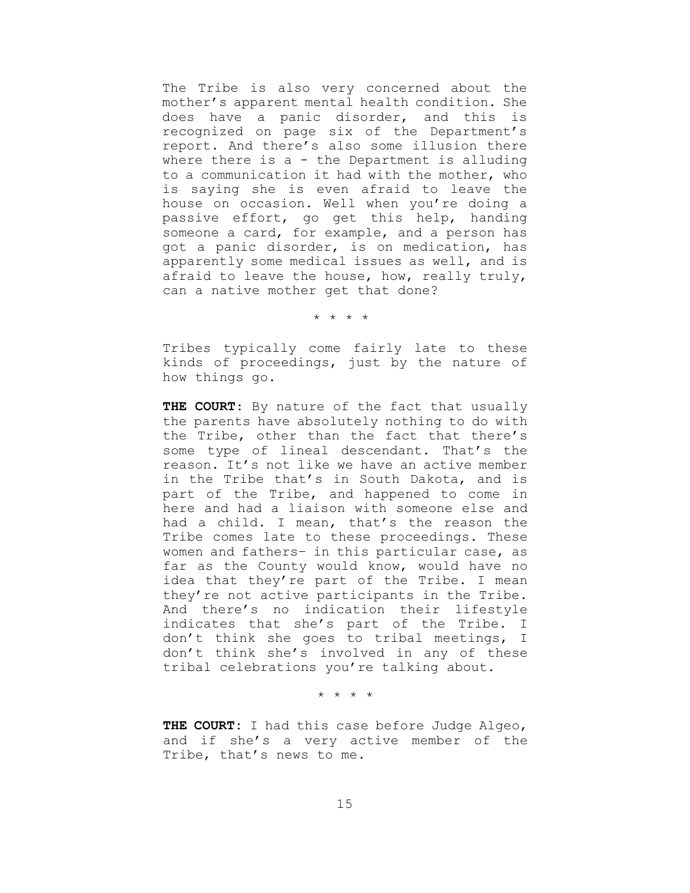The Tribe is also very concerned about the mother's apparent mental health condition. She does have a panic disorder, and this is recognized on page six of the Department's report. And there's also some illusion there where there is a - the Department is alluding to a communication it had with the mother, who is saying she is even afraid to leave the house on occasion. Well when you're doing a passive effort, go get this help, handing someone a card, for example, and a person has got a panic disorder, is on medication, has apparently some medical issues as well, and is afraid to leave the house, how, really truly, can a native mother get that done?

\* \* \* \*

Tribes typically come fairly late to these kinds of proceedings, just by the nature of how things go.

**THE COURT**: By nature of the fact that usually the parents have absolutely nothing to do with the Tribe, other than the fact that there's some type of lineal descendant. That's the reason. It's not like we have an active member in the Tribe that's in South Dakota, and is part of the Tribe, and happened to come in here and had a liaison with someone else and had a child. I mean, that's the reason the Tribe comes late to these proceedings. These women and fathers– in this particular case, as far as the County would know, would have no idea that they're part of the Tribe. I mean they're not active participants in the Tribe. And there's no indication their lifestyle indicates that she's part of the Tribe. I don't think she goes to tribal meetings, I don't think she's involved in any of these tribal celebrations you're talking about.

\* \* \* \*

**THE COURT**: I had this case before Judge Algeo, and if she's a very active member of the Tribe, that's news to me.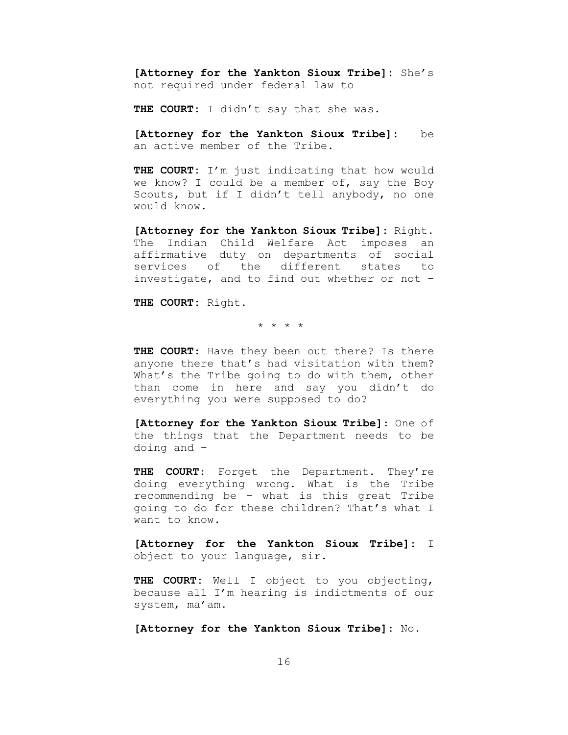**[Attorney for the Yankton Sioux Tribe]**: She's not required under federal law to–

**THE COURT**: I didn't say that she was.

**[Attorney for the Yankton Sioux Tribe]**: – be an active member of the Tribe.

**THE COURT**: I'm just indicating that how would we know? I could be a member of, say the Boy Scouts, but if I didn't tell anybody, no one would know.

**[Attorney for the Yankton Sioux Tribe]**: Right. The Indian Child Welfare Act imposes an affirmative duty on departments of social services of the different states to investigate, and to find out whether or not –

**THE COURT**: Right.

\* \* \* \*

**THE COURT**: Have they been out there? Is there anyone there that's had visitation with them? What's the Tribe going to do with them, other than come in here and say you didn't do everything you were supposed to do?

**[Attorney for the Yankton Sioux Tribe]**: One of the things that the Department needs to be doing and –

**THE COURT**: Forget the Department. They're doing everything wrong. What is the Tribe recommending be – what is this great Tribe going to do for these children? That's what I want to know.

**[Attorney for the Yankton Sioux Tribe]**: I object to your language, sir.

**THE COURT**: Well I object to you objecting, because all I'm hearing is indictments of our system, ma'am.

**[Attorney for the Yankton Sioux Tribe]**: No.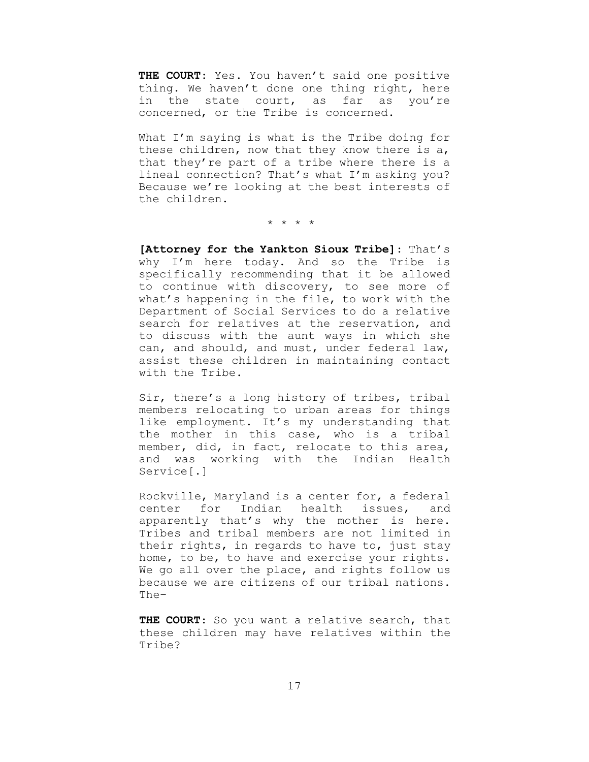**THE COURT**: Yes. You haven't said one positive thing. We haven't done one thing right, here in the state court, as far as you're concerned, or the Tribe is concerned.

What I'm saying is what is the Tribe doing for these children, now that they know there is a, that they're part of a tribe where there is a lineal connection? That's what I'm asking you? Because we're looking at the best interests of the children.

\* \* \* \*

**[Attorney for the Yankton Sioux Tribe]**: That's why I'm here today. And so the Tribe is specifically recommending that it be allowed to continue with discovery, to see more of what's happening in the file, to work with the Department of Social Services to do a relative search for relatives at the reservation, and to discuss with the aunt ways in which she can, and should, and must, under federal law, assist these children in maintaining contact with the Tribe.

Sir, there's a long history of tribes, tribal members relocating to urban areas for things like employment. It's my understanding that the mother in this case, who is a tribal member, did, in fact, relocate to this area, and was working with the Indian Health Service[.]

Rockville, Maryland is a center for, a federal center for Indian health issues, and apparently that's why the mother is here. Tribes and tribal members are not limited in their rights, in regards to have to, just stay home, to be, to have and exercise your rights. We go all over the place, and rights follow us because we are citizens of our tribal nations. The–

**THE COURT**: So you want a relative search, that these children may have relatives within the Tribe?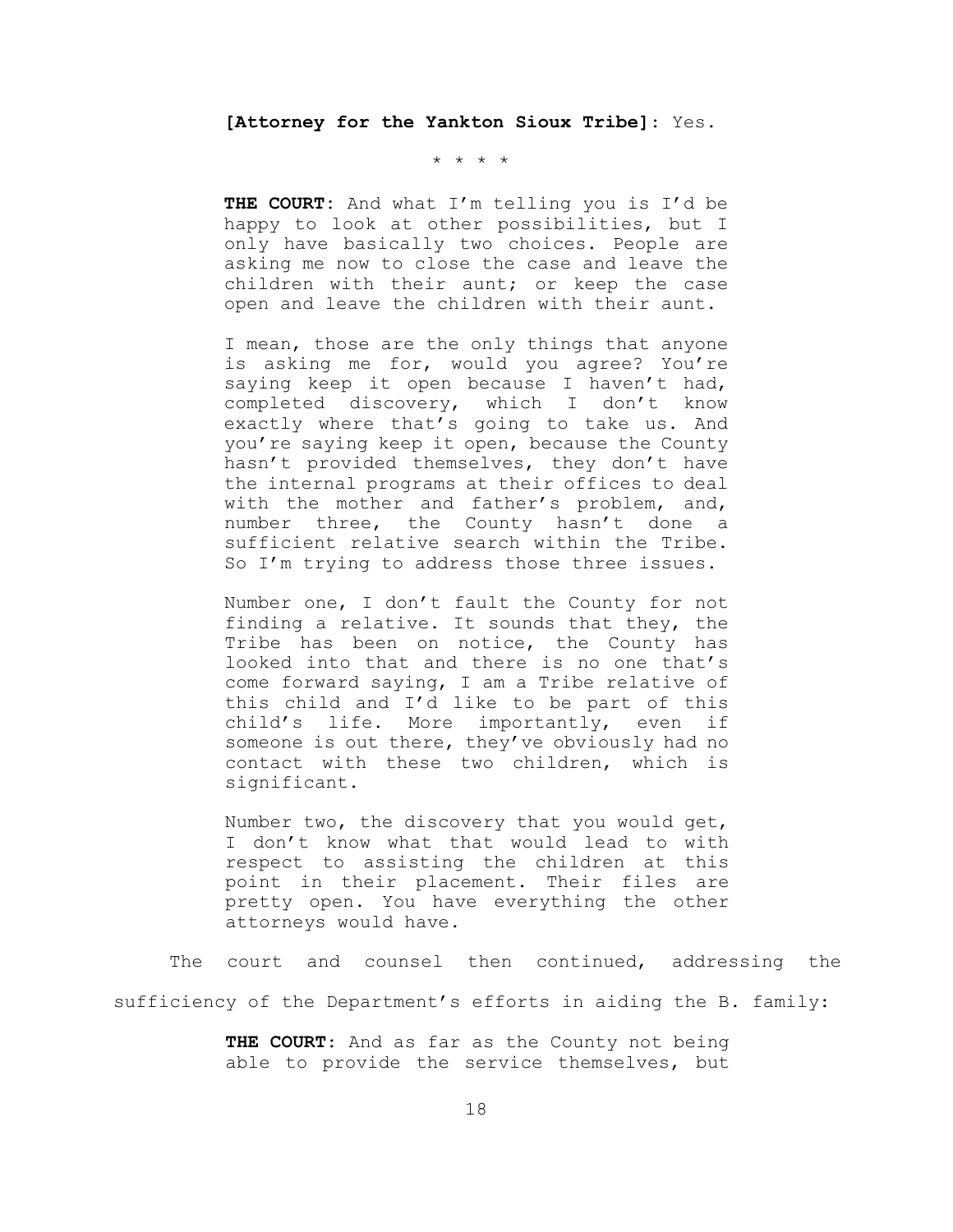**[Attorney for the Yankton Sioux Tribe]**: Yes.

* * * *

> **THE COURT**: And what I'm telling you is I'd be happy to look at other possibilities, but I only have basically two choices. People are asking me now to close the case and leave the children with their aunt; or keep the case open and leave the children with their aunt.
>
> I mean, those are the only things that anyone is asking me for, would you agree? You're saying keep it open because I haven't had, completed discovery, which I don't know exactly where that's going to take us. And you're saying keep it open, because the County hasn't provided themselves, they don't have the internal programs at their offices to deal with the mother and father's problem, and, number three, the County hasn't done a sufficient relative search within the Tribe. So I'm trying to address those three issues.
>
> Number one, I don't fault the County for not finding a relative. It sounds that they, the Tribe has been on notice, the County has looked into that and there is no one that's come forward saying, I am a Tribe relative of this child and I'd like to be part of this child's life. More importantly, even if someone is out there, they've obviously had no contact with these two children, which is significant.
>
> Number two, the discovery that you would get, I don't know what that would lead to with respect to assisting the children at this point in their placement. Their files are pretty open. You have everything the other attorneys would have.

The court and counsel then continued, addressing the sufficiency of the Department's efforts in aiding the B. family:

> **THE COURT**: And as far as the County not being able to provide the service themselves, but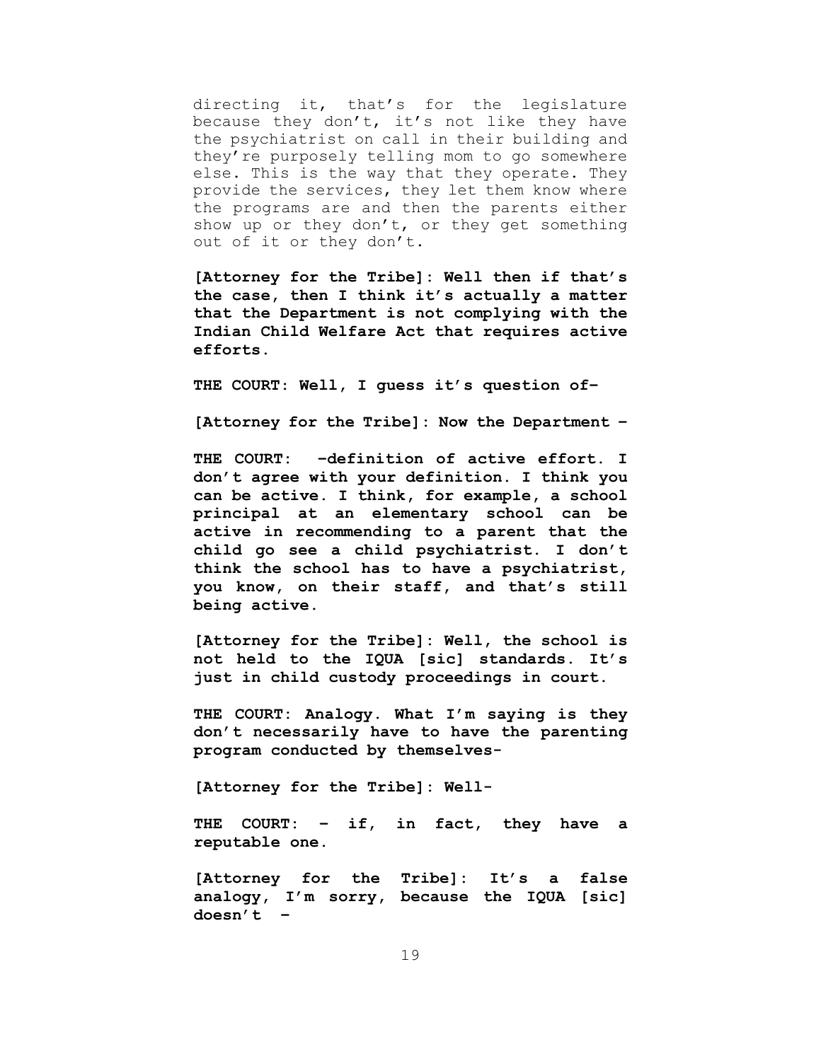directing it, that's for the legislature because they don't, it's not like they have the psychiatrist on call in their building and they're purposely telling mom to go somewhere else. This is the way that they operate. They provide the services, they let them know where the programs are and then the parents either show up or they don't, or they get something out of it or they don't.

**[Attorney for the Tribe]: Well then if that's the case, then I think it's actually a matter that the Department is not complying with the Indian Child Welfare Act that requires active efforts.**

**THE COURT: Well, I guess it's question of-**

**[Attorney for the Tribe]: Now the Department –**

**THE COURT: -definition of active effort. I don't agree with your definition. I think you can be active. I think, for example, a school principal at an elementary school can be active in recommending to a parent that the child go see a child psychiatrist. I don't think the school has to have a psychiatrist, you know, on their staff, and that's still being active.**

**[Attorney for the Tribe]: Well, the school is not held to the IQUA [sic] standards. It's just in child custody proceedings in court.**

**THE COURT: Analogy. What I'm saying is they don't necessarily have to have the parenting program conducted by themselves-**

**[Attorney for the Tribe]: Well-**

**THE COURT: – if, in fact, they have a reputable one.**

**[Attorney for the Tribe]: It's a false analogy, I'm sorry, because the IQUA [sic] doesn't –**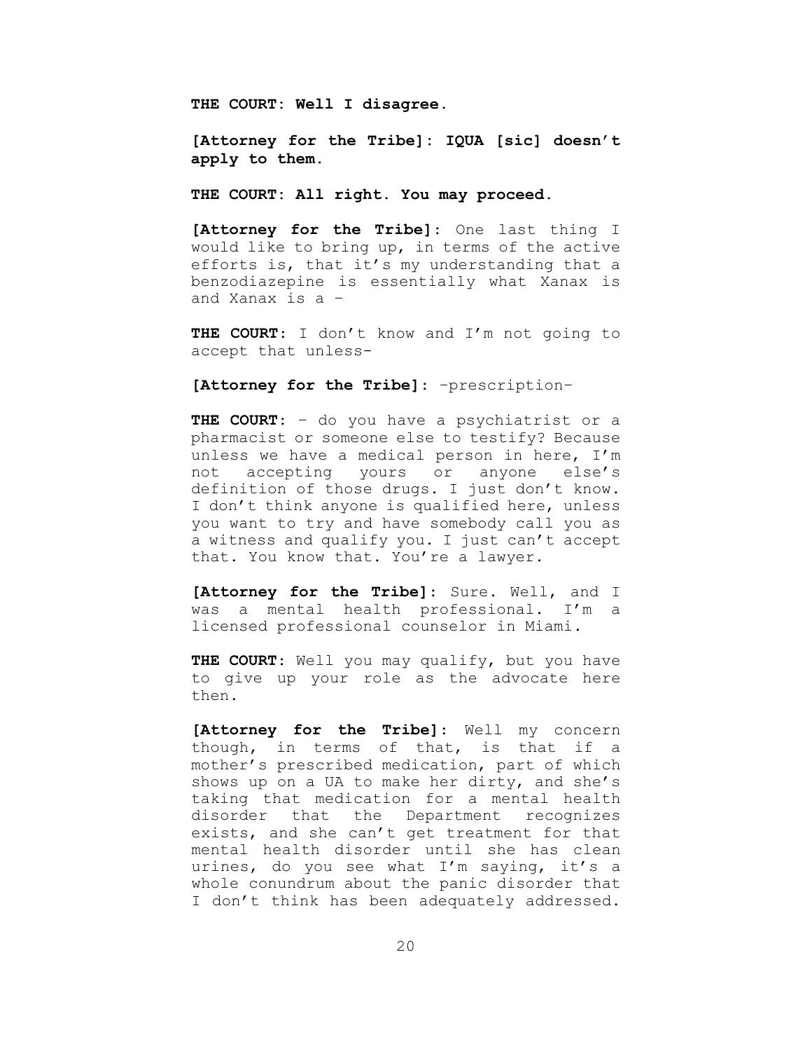**THE COURT: Well I disagree.**

**[Attorney for the Tribe]: IQUA [sic] doesn't apply to them.**

**THE COURT: All right. You may proceed.**

**[Attorney for the Tribe]:** One last thing I would like to bring up, in terms of the active efforts is, that it's my understanding that a benzodiazepine is essentially what Xanax is and Xanax is a –

**THE COURT:** I don't know and I'm not going to accept that unless-

**[Attorney for the Tribe]:** –prescription–

**THE COURT:** – do you have a psychiatrist or a pharmacist or someone else to testify? Because unless we have a medical person in here, I'm not accepting yours or anyone else's definition of those drugs. I just don't know. I don't think anyone is qualified here, unless you want to try and have somebody call you as a witness and qualify you. I just can't accept that. You know that. You're a lawyer.

**[Attorney for the Tribe]:** Sure. Well, and I was a mental health professional. I'm a licensed professional counselor in Miami.

**THE COURT:** Well you may qualify, but you have to give up your role as the advocate here then.

**[Attorney for the Tribe]:** Well my concern though, in terms of that, is that if a mother's prescribed medication, part of which shows up on a UA to make her dirty, and she's taking that medication for a mental health disorder that the Department recognizes exists, and she can't get treatment for that mental health disorder until she has clean urines, do you see what I'm saying, it's a whole conundrum about the panic disorder that I don't think has been adequately addressed.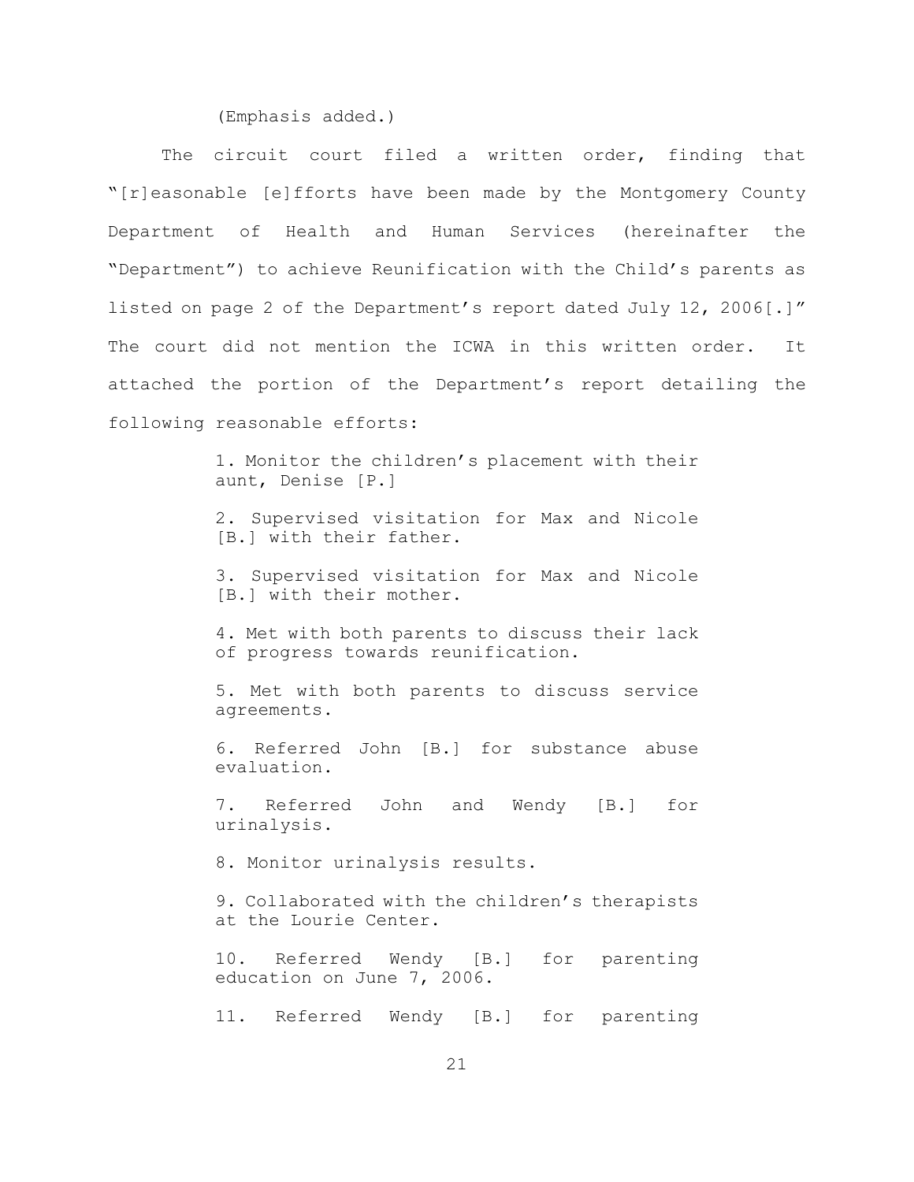(Emphasis added.)

The circuit court filed a written order, finding that "[r]easonable [e]fforts have been made by the Montgomery County Department of Health and Human Services (hereinafter the "Department") to achieve Reunification with the Child's parents as listed on page 2 of the Department's report dated July 12, 2006[.]" The court did not mention the ICWA in this written order. It attached the portion of the Department's report detailing the following reasonable efforts:

> 1. Monitor the children's placement with their aunt, Denise [P.]
>
> 2. Supervised visitation for Max and Nicole [B.] with their father.
>
> 3. Supervised visitation for Max and Nicole [B.] with their mother.
>
> 4. Met with both parents to discuss their lack of progress towards reunification.
>
> 5. Met with both parents to discuss service agreements.
>
> 6. Referred John [B.] for substance abuse evaluation.
>
> 7. Referred John and Wendy [B.] for urinalysis.
>
> 8. Monitor urinalysis results.
>
> 9. Collaborated with the children's therapists at the Lourie Center.
>
> 10. Referred Wendy [B.] for parenting education on June 7, 2006.
>
> 11. Referred Wendy [B.] for parenting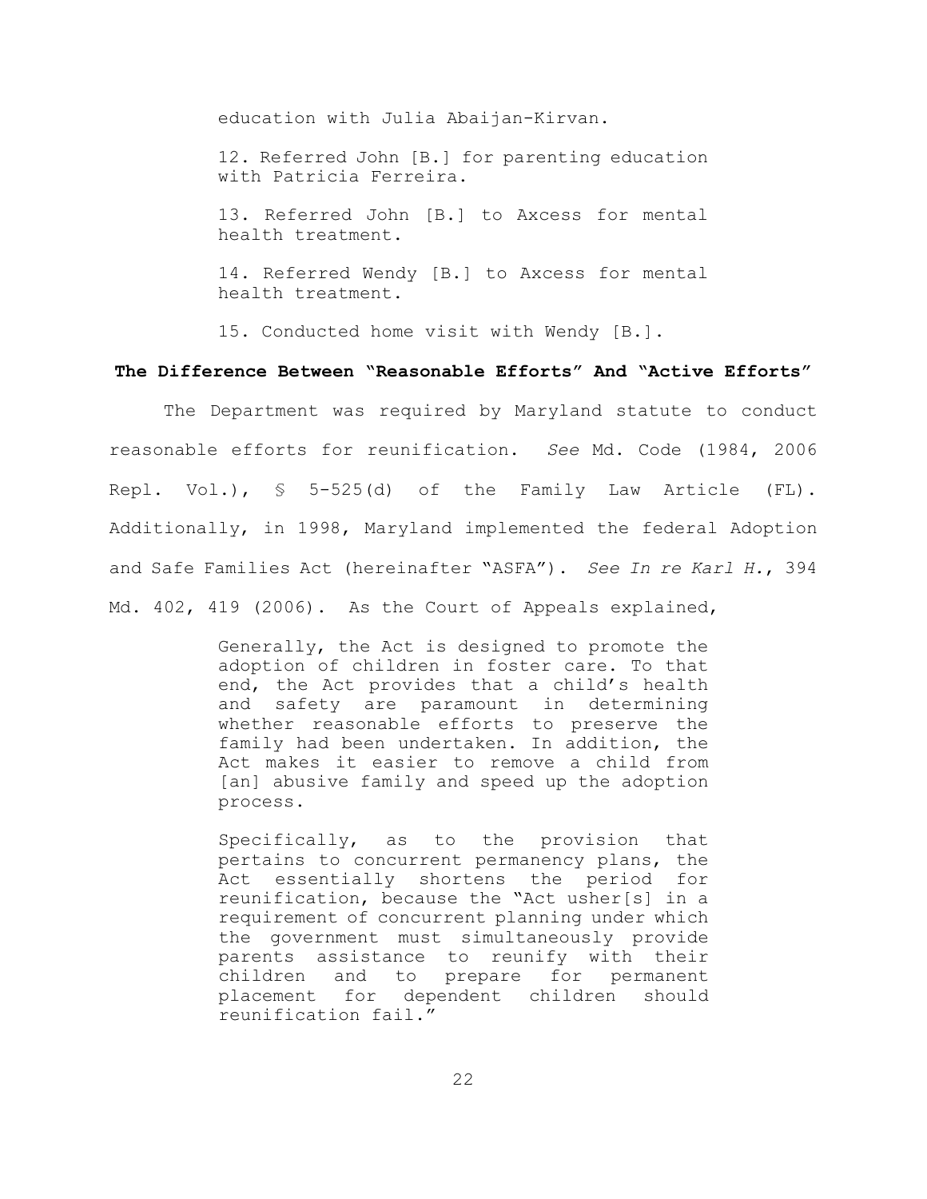education with Julia Abaijan-Kirvan.

> 12. Referred John [B.] for parenting education with Patricia Ferreira.
>
> 13. Referred John [B.] to Axcess for mental health treatment.
>
> 14. Referred Wendy [B.] to Axcess for mental health treatment.
>
> 15. Conducted home visit with Wendy [B.].

**The Difference Between "Reasonable Efforts" And "Active Efforts"**

The Department was required by Maryland statute to conduct reasonable efforts for reunification. *See* Md. Code (1984, 2006 Repl. Vol.), § 5-525(d) of the Family Law Article (FL). Additionally, in 1998, Maryland implemented the federal Adoption and Safe Families Act (hereinafter "ASFA"). *See In re Karl H.*, 394 Md. 402, 419 (2006). As the Court of Appeals explained,

> Generally, the Act is designed to promote the adoption of children in foster care. To that end, the Act provides that a child's health and safety are paramount in determining whether reasonable efforts to preserve the family had been undertaken. In addition, the Act makes it easier to remove a child from [an] abusive family and speed up the adoption process.
>
> Specifically, as to the provision that pertains to concurrent permanency plans, the Act essentially shortens the period for reunification, because the "Act usher[s] in a requirement of concurrent planning under which the government must simultaneously provide parents assistance to reunify with their children and to prepare for permanent placement for dependent children should reunification fail."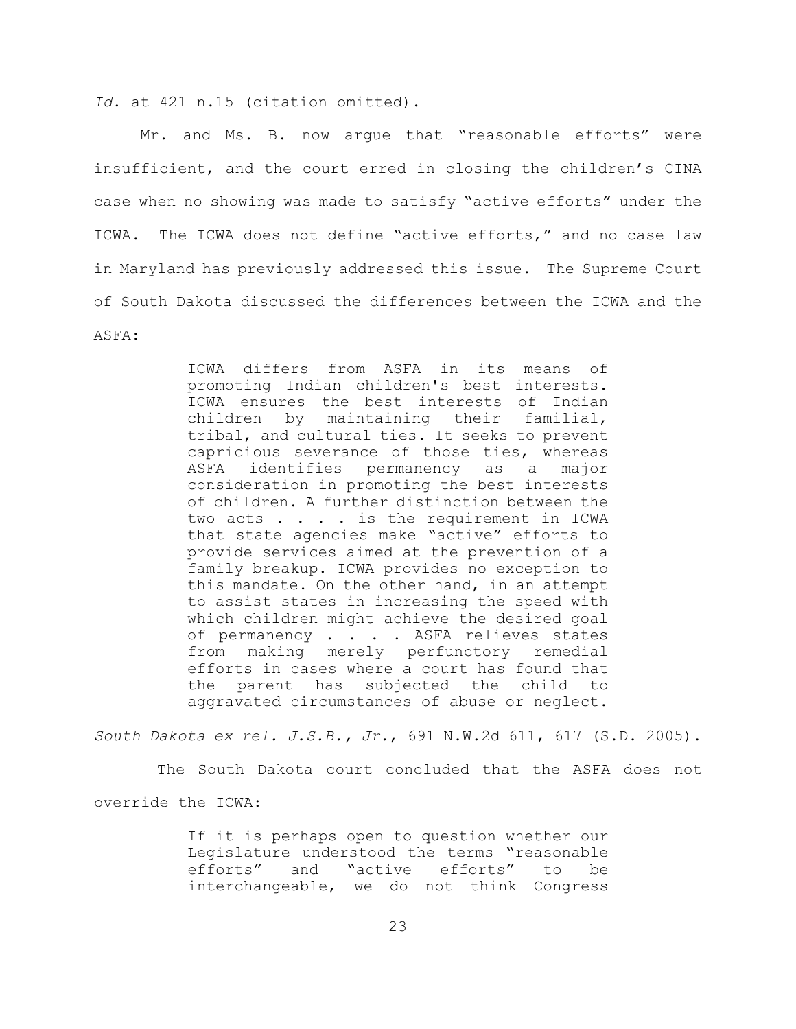*Id*. at 421 n.15 (citation omitted).

Mr. and Ms. B. now argue that "reasonable efforts" were insufficient, and the court erred in closing the children's CINA case when no showing was made to satisfy "active efforts" under the ICWA. The ICWA does not define "active efforts," and no case law in Maryland has previously addressed this issue. The Supreme Court of South Dakota discussed the differences between the ICWA and the ASFA:

> ICWA differs from ASFA in its means of promoting Indian children's best interests. ICWA ensures the best interests of Indian children by maintaining their familial, tribal, and cultural ties. It seeks to prevent capricious severance of those ties, whereas ASFA identifies permanency as a major consideration in promoting the best interests of children. A further distinction between the two acts . . . . is the requirement in ICWA that state agencies make "active" efforts to provide services aimed at the prevention of a family breakup. ICWA provides no exception to this mandate. On the other hand, in an attempt to assist states in increasing the speed with which children might achieve the desired goal of permanency . . . . ASFA relieves states from making merely perfunctory remedial efforts in cases where a court has found that the parent has subjected the child to aggravated circumstances of abuse or neglect.

*South Dakota ex rel. J.S.B., Jr.*, 691 N.W.2d 611, 617 (S.D. 2005).

The South Dakota court concluded that the ASFA does not override the ICWA:

> If it is perhaps open to question whether our Legislature understood the terms "reasonable efforts" and "active efforts" to be interchangeable, we do not think Congress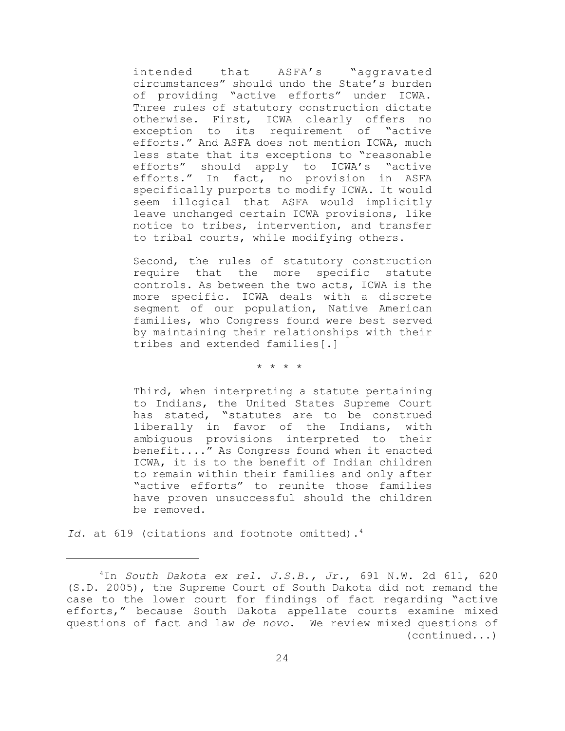> intended that ASFA's "aggravated circumstances" should undo the State's burden of providing "active efforts" under ICWA. Three rules of statutory construction dictate otherwise. First, ICWA clearly offers no exception to its requirement of "active efforts." And ASFA does not mention ICWA, much less state that its exceptions to "reasonable efforts" should apply to ICWA's "active efforts." In fact, no provision in ASFA specifically purports to modify ICWA. It would seem illogical that ASFA would implicitly leave unchanged certain ICWA provisions, like notice to tribes, intervention, and transfer to tribal courts, while modifying others.
>
> Second, the rules of statutory construction require that the more specific statute controls. As between the two acts, ICWA is the more specific. ICWA deals with a discrete segment of our population, Native American families, who Congress found were best served by maintaining their relationships with their tribes and extended families[.]
>
> \* \* \* \*
>
> Third, when interpreting a statute pertaining to Indians, the United States Supreme Court has stated, "statutes are to be construed liberally in favor of the Indians, with ambiguous provisions interpreted to their benefit...." As Congress found when it enacted ICWA, it is to the benefit of Indian children to remain within their families and only after "active efforts" to reunite those families have proven unsuccessful should the children be removed.

*Id.* at 619 (citations and footnote omitted).[4]

---

[4]In *South Dakota ex rel. J.S.B., Jr.*, 691 N.W. 2d 611, 620 (S.D. 2005), the Supreme Court of South Dakota did not remand the case to the lower court for findings of fact regarding "active efforts," because South Dakota appellate courts examine mixed questions of fact and law *de novo*. We review mixed questions of (continued...)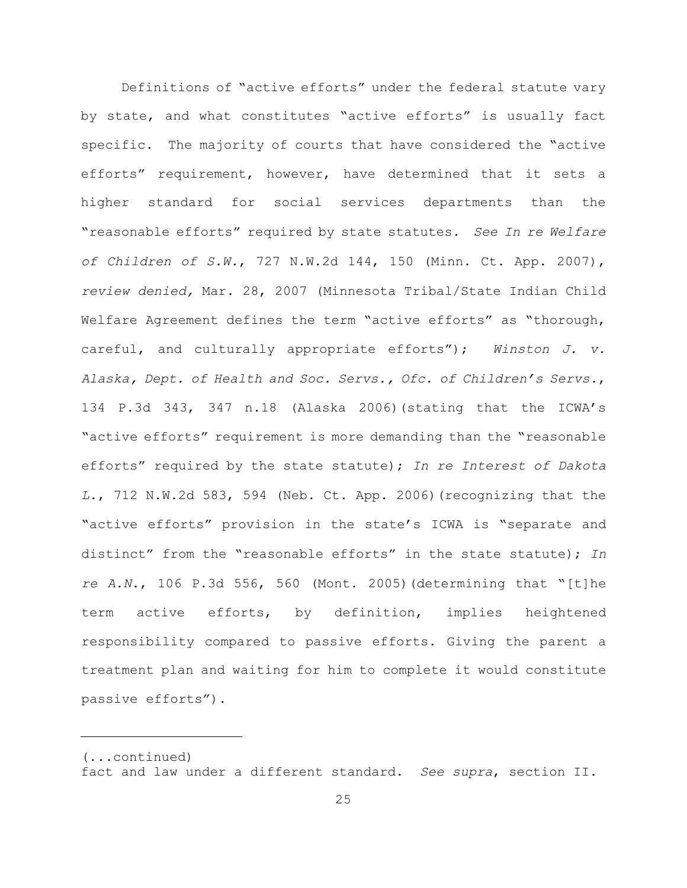Definitions of "active efforts" under the federal statute vary by state, and what constitutes "active efforts" is usually fact specific. The majority of courts that have considered the "active efforts" requirement, however, have determined that it sets a higher standard for social services departments than the "reasonable efforts" required by state statutes. *See In re Welfare of Children of S.W.*, 727 N.W.2d 144, 150 (Minn. Ct. App. 2007), *review denied,* Mar. 28, 2007 (Minnesota Tribal/State Indian Child Welfare Agreement defines the term "active efforts" as "thorough, careful, and culturally appropriate efforts"); *Winston J. v. Alaska, Dept. of Health and Soc. Servs., Ofc. of Children's Servs.*, 134 P.3d 343, 347 n.18 (Alaska 2006)(stating that the ICWA's "active efforts" requirement is more demanding than the "reasonable efforts" required by the state statute); *In re Interest of Dakota L.*, 712 N.W.2d 583, 594 (Neb. Ct. App. 2006)(recognizing that the "active efforts" provision in the state's ICWA is "separate and distinct" from the "reasonable efforts" in the state statute); *In re A.N.*, 106 P.3d 556, 560 (Mont. 2005)(determining that "[t]he term active efforts, by definition, implies heightened responsibility compared to passive efforts. Giving the parent a treatment plan and waiting for him to complete it would constitute passive efforts").

---

(...continued)
fact and law under a different standard. *See supra*, section II.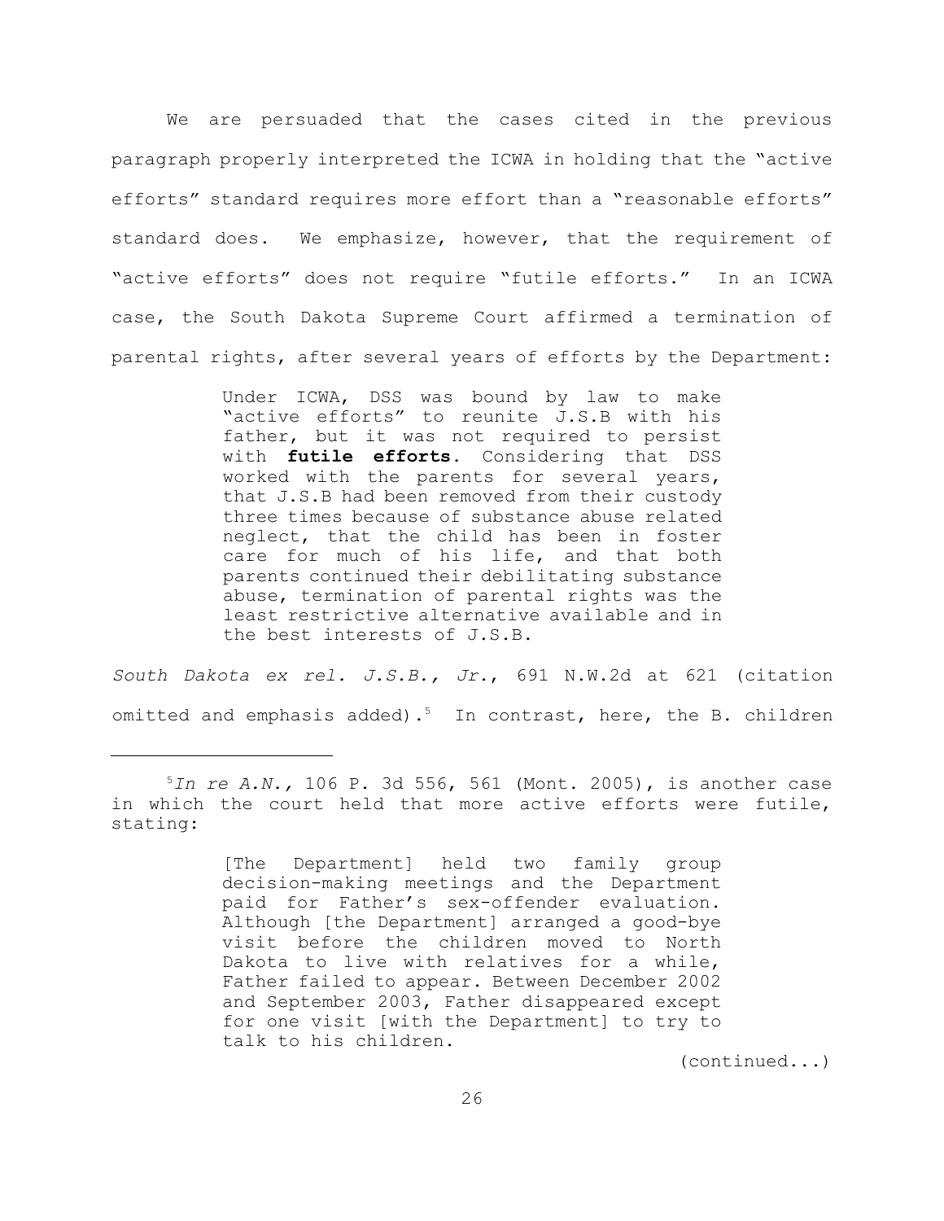We are persuaded that the cases cited in the previous paragraph properly interpreted the ICWA in holding that the "active efforts" standard requires more effort than a "reasonable efforts" standard does. We emphasize, however, that the requirement of "active efforts" does not require "futile efforts." In an ICWA case, the South Dakota Supreme Court affirmed a termination of parental rights, after several years of efforts by the Department:

> Under ICWA, DSS was bound by law to make "active efforts" to reunite J.S.B with his father, but it was not required to persist with **futile efforts**. Considering that DSS worked with the parents for several years, that J.S.B had been removed from their custody three times because of substance abuse related neglect, that the child has been in foster care for much of his life, and that both parents continued their debilitating substance abuse, termination of parental rights was the least restrictive alternative available and in the best interests of J.S.B.

*South Dakota ex rel. J.S.B., Jr.*, 691 N.W.2d at 621 (citation omitted and emphasis added).[5] In contrast, here, the B. children

---

[5]*In re A.N.*, 106 P. 3d 556, 561 (Mont. 2005), is another case in which the court held that more active efforts were futile, stating:

> [The Department] held two family group decision-making meetings and the Department paid for Father's sex-offender evaluation. Although [the Department] arranged a good-bye visit before the children moved to North Dakota to live with relatives for a while, Father failed to appear. Between December 2002 and September 2003, Father disappeared except for one visit [with the Department] to try to talk to his children.

(continued...)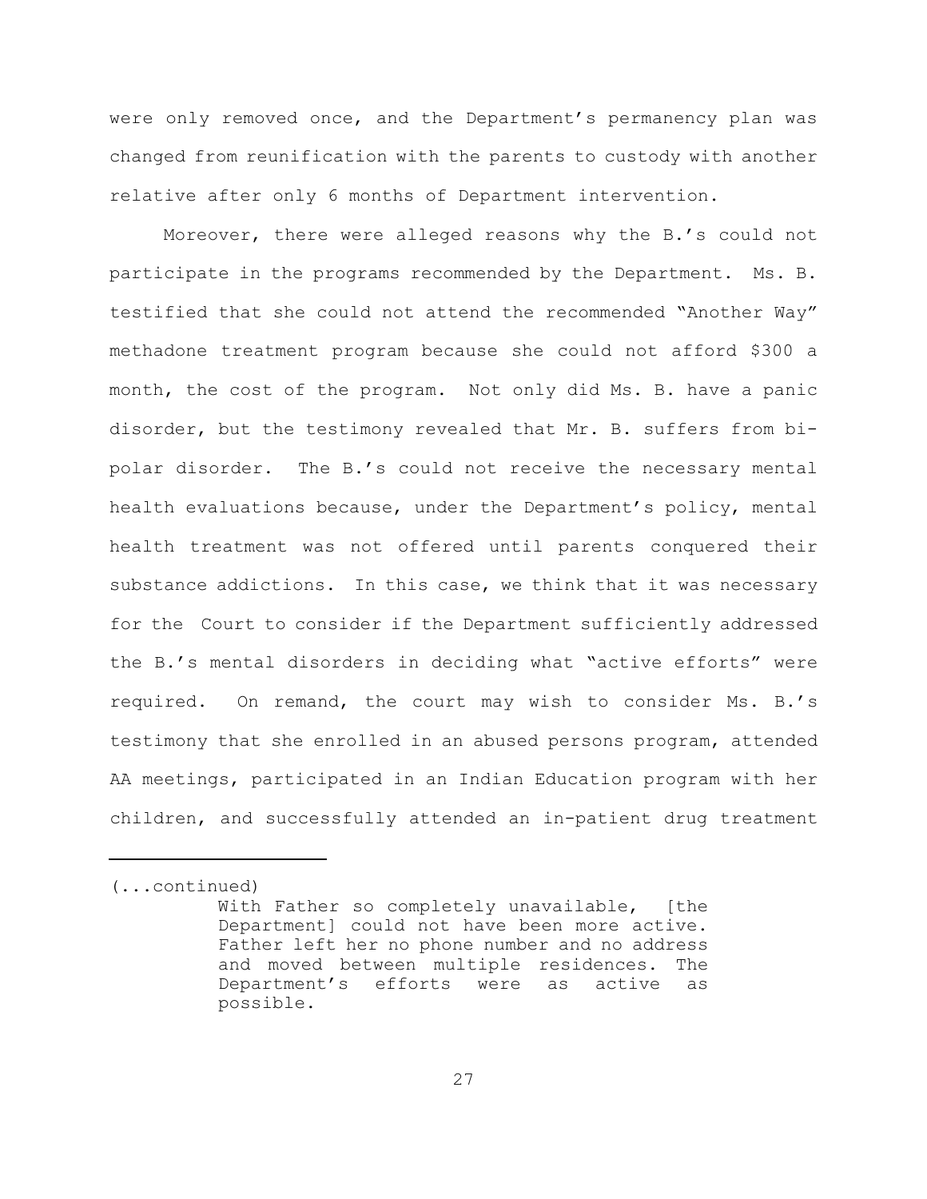were only removed once, and the Department's permanency plan was changed from reunification with the parents to custody with another relative after only 6 months of Department intervention.

Moreover, there were alleged reasons why the B.'s could not participate in the programs recommended by the Department. Ms. B. testified that she could not attend the recommended "Another Way" methadone treatment program because she could not afford $300 a month, the cost of the program. Not only did Ms. B. have a panic disorder, but the testimony revealed that Mr. B. suffers from bi-polar disorder. The B.'s could not receive the necessary mental health evaluations because, under the Department's policy, mental health treatment was not offered until parents conquered their substance addictions. In this case, we think that it was necessary for the Court to consider if the Department sufficiently addressed the B.'s mental disorders in deciding what "active efforts" were required. On remand, the court may wish to consider Ms. B.'s testimony that she enrolled in an abused persons program, attended AA meetings, participated in an Indian Education program with her children, and successfully attended an in-patient drug treatment

---

(...continued)

> With Father so completely unavailable, [the Department] could not have been more active. Father left her no phone number and no address and moved between multiple residences. The Department's efforts were as active as possible.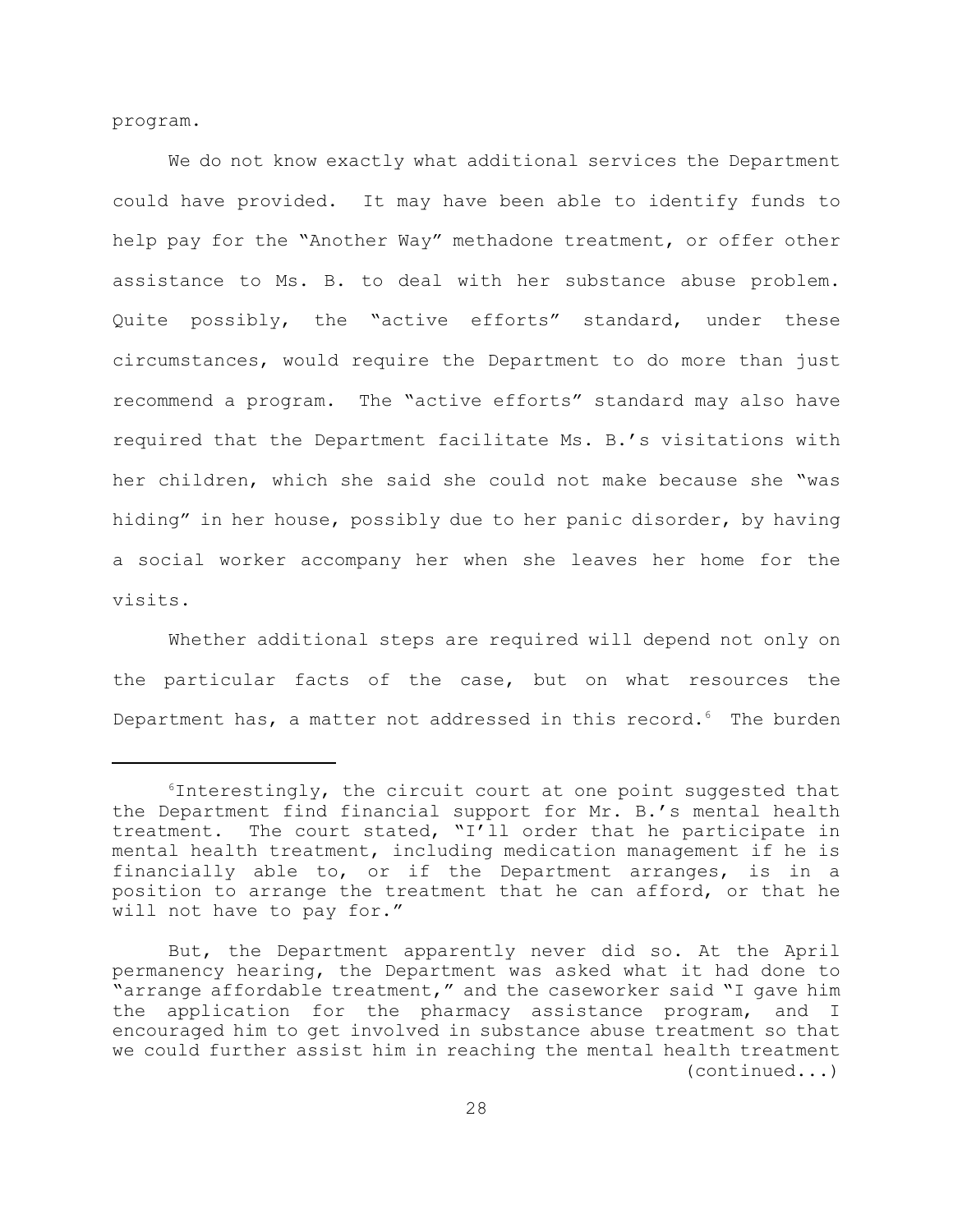program.

We do not know exactly what additional services the Department could have provided. It may have been able to identify funds to help pay for the "Another Way" methadone treatment, or offer other assistance to Ms. B. to deal with her substance abuse problem. Quite possibly, the "active efforts" standard, under these circumstances, would require the Department to do more than just recommend a program. The "active efforts" standard may also have required that the Department facilitate Ms. B.'s visitations with her children, which she said she could not make because she "was hiding" in her house, possibly due to her panic disorder, by having a social worker accompany her when she leaves her home for the visits.

Whether additional steps are required will depend not only on the particular facts of the case, but on what resources the Department has, a matter not addressed in this record.[6] The burden

---

[6]Interestingly, the circuit court at one point suggested that the Department find financial support for Mr. B.'s mental health treatment. The court stated, "I'll order that he participate in mental health treatment, including medication management if he is financially able to, or if the Department arranges, is in a position to arrange the treatment that he can afford, or that he will not have to pay for."

But, the Department apparently never did so. At the April permanency hearing, the Department was asked what it had done to "arrange affordable treatment," and the caseworker said "I gave him the application for the pharmacy assistance program, and I encouraged him to get involved in substance abuse treatment so that we could further assist him in reaching the mental health treatment (continued...)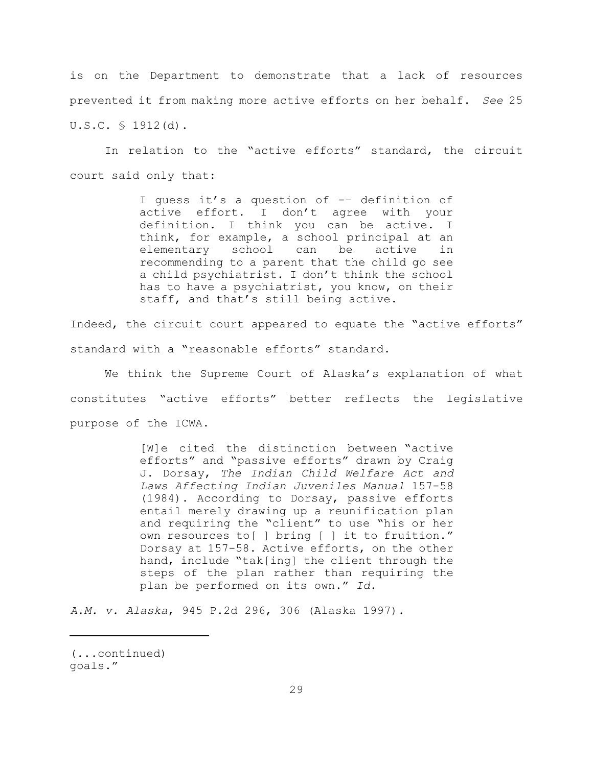is on the Department to demonstrate that a lack of resources prevented it from making more active efforts on her behalf. *See* 25 U.S.C. § 1912(d).

In relation to the "active efforts" standard, the circuit court said only that:

> I guess it's a question of -- definition of active effort. I don't agree with your definition. I think you can be active. I think, for example, a school principal at an elementary school can be active in recommending to a parent that the child go see a child psychiatrist. I don't think the school has to have a psychiatrist, you know, on their staff, and that's still being active.

Indeed, the circuit court appeared to equate the "active efforts" standard with a "reasonable efforts" standard.

We think the Supreme Court of Alaska's explanation of what constitutes "active efforts" better reflects the legislative purpose of the ICWA.

> [W]e cited the distinction between "active efforts" and "passive efforts" drawn by Craig J. Dorsay, *The Indian Child Welfare Act and Laws Affecting Indian Juveniles Manual* 157-58 (1984). According to Dorsay, passive efforts entail merely drawing up a reunification plan and requiring the "client" to use "his or her own resources to[ ] bring [ ] it to fruition." Dorsay at 157-58. Active efforts, on the other hand, include "tak[ing] the client through the steps of the plan rather than requiring the plan be performed on its own." *Id*.

*A.M. v. Alaska*, 945 P.2d 296, 306 (Alaska 1997).

---

(...continued)
goals."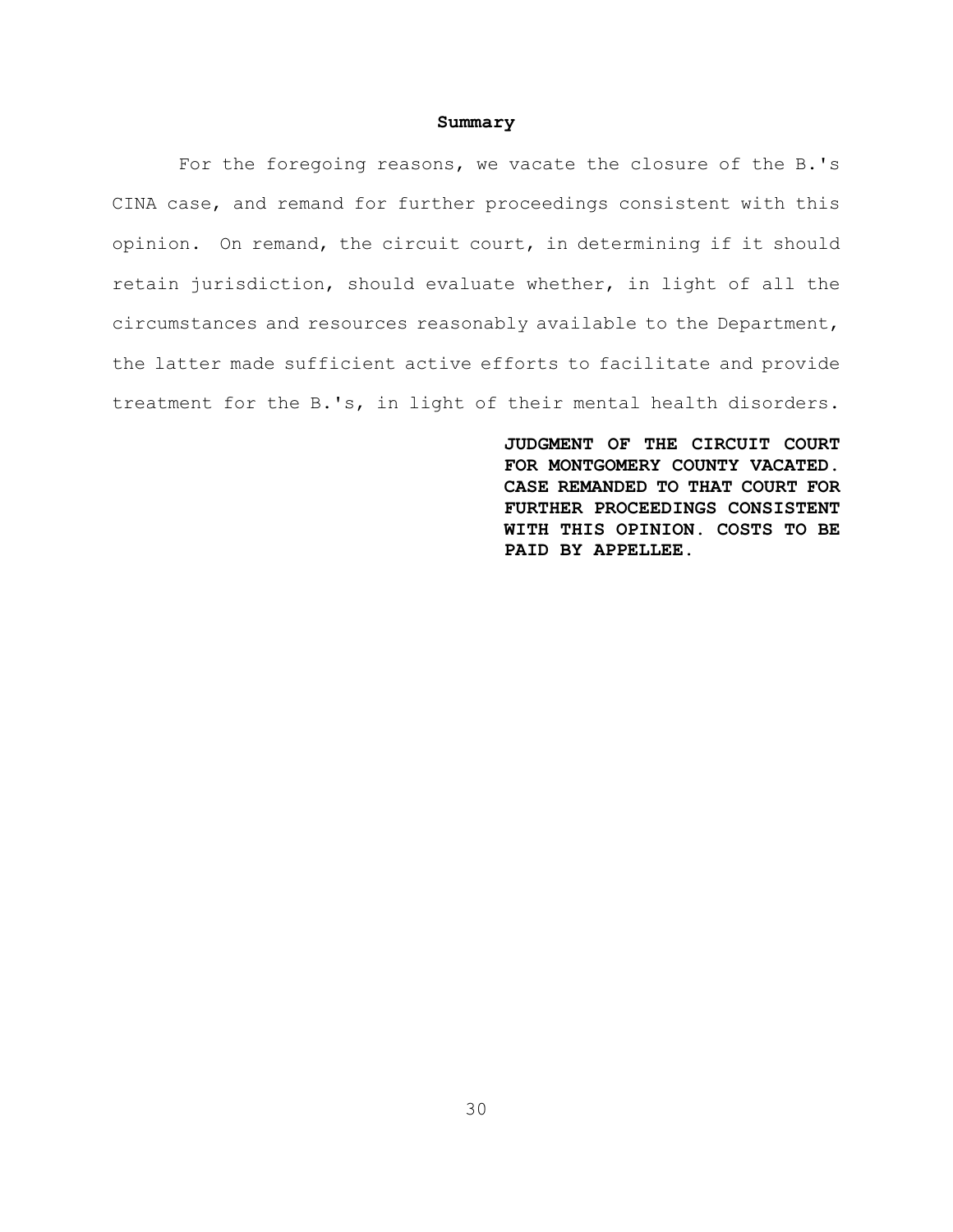## Summary

For the foregoing reasons, we vacate the closure of the B.'s CINA case, and remand for further proceedings consistent with this opinion. On remand, the circuit court, in determining if it should retain jurisdiction, should evaluate whether, in light of all the circumstances and resources reasonably available to the Department, the latter made sufficient active efforts to facilitate and provide treatment for the B.'s, in light of their mental health disorders.

**JUDGMENT OF THE CIRCUIT COURT FOR MONTGOMERY COUNTY VACATED. CASE REMANDED TO THAT COURT FOR FURTHER PROCEEDINGS CONSISTENT WITH THIS OPINION. COSTS TO BE PAID BY APPELLEE.**